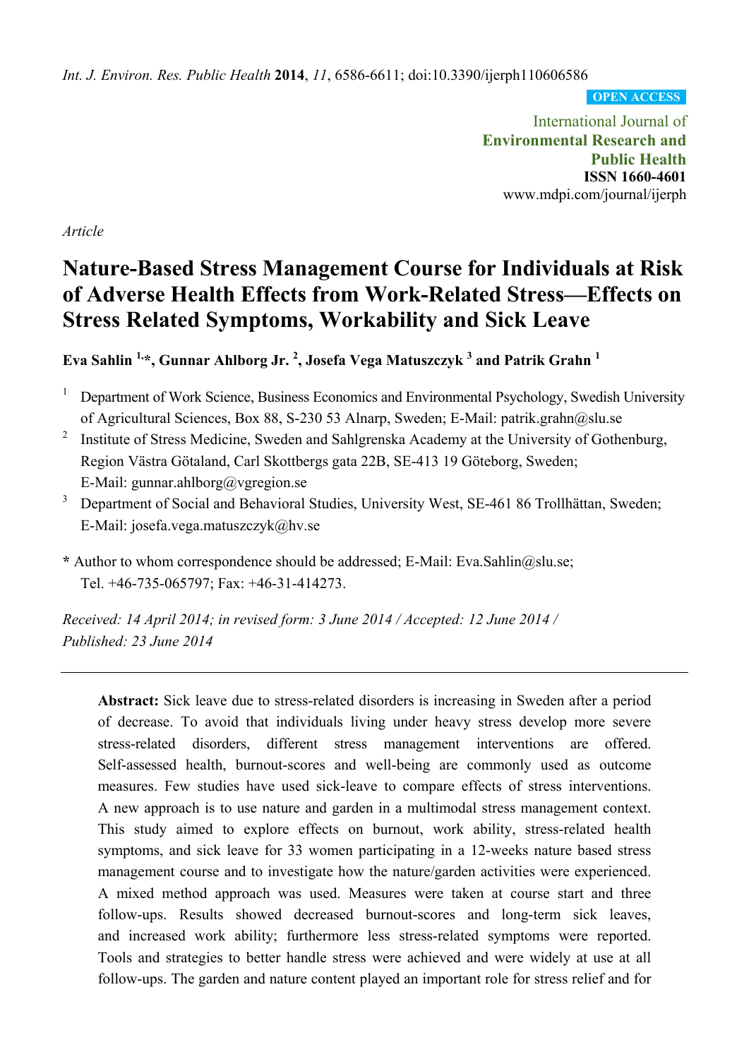*Int. J. Environ. Res. Public Health* **2014**, *11*, 6586-6611; doi:10.3390/ijerph110606586

**OPEN ACCESS**

International Journal of
**Environmental Research and Public Health**
**ISSN 1660-4601**
www.mdpi.com/journal/ijerph

*Article*

# Nature-Based Stress Management Course for Individuals at Risk of Adverse Health Effects from Work-Related Stress—Effects on Stress Related Symptoms, Workability and Sick Leave

**Eva Sahlin [1,*], Gunnar Ahlborg Jr. [2], Josefa Vega Matuszczyk [3] and Patrik Grahn [1]**

[1] Department of Work Science, Business Economics and Environmental Psychology, Swedish University of Agricultural Sciences, Box 88, S-230 53 Alnarp, Sweden; E-Mail: patrik.grahn@slu.se

[2] Institute of Stress Medicine, Sweden and Sahlgrenska Academy at the University of Gothenburg, Region Västra Götaland, Carl Skottbergs gata 22B, SE-413 19 Göteborg, Sweden; E-Mail: gunnar.ahlborg@vgregion.se

[3] Department of Social and Behavioral Studies, University West, SE-461 86 Trollhättan, Sweden; E-Mail: josefa.vega.matuszczyk@hv.se

**\*** Author to whom correspondence should be addressed; E-Mail: Eva.Sahlin@slu.se; Tel. +46-735-065797; Fax: +46-31-414273.

*Received: 14 April 2014; in revised form: 3 June 2014 / Accepted: 12 June 2014 / Published: 23 June 2014*

**Abstract:** Sick leave due to stress-related disorders is increasing in Sweden after a period of decrease. To avoid that individuals living under heavy stress develop more severe stress-related disorders, different stress management interventions are offered. Self-assessed health, burnout-scores and well-being are commonly used as outcome measures. Few studies have used sick-leave to compare effects of stress interventions. A new approach is to use nature and garden in a multimodal stress management context. This study aimed to explore effects on burnout, work ability, stress-related health symptoms, and sick leave for 33 women participating in a 12-weeks nature based stress management course and to investigate how the nature/garden activities were experienced. A mixed method approach was used. Measures were taken at course start and three follow-ups. Results showed decreased burnout-scores and long-term sick leaves, and increased work ability; furthermore less stress-related symptoms were reported. Tools and strategies to better handle stress were achieved and were widely at use at all follow-ups. The garden and nature content played an important role for stress relief and for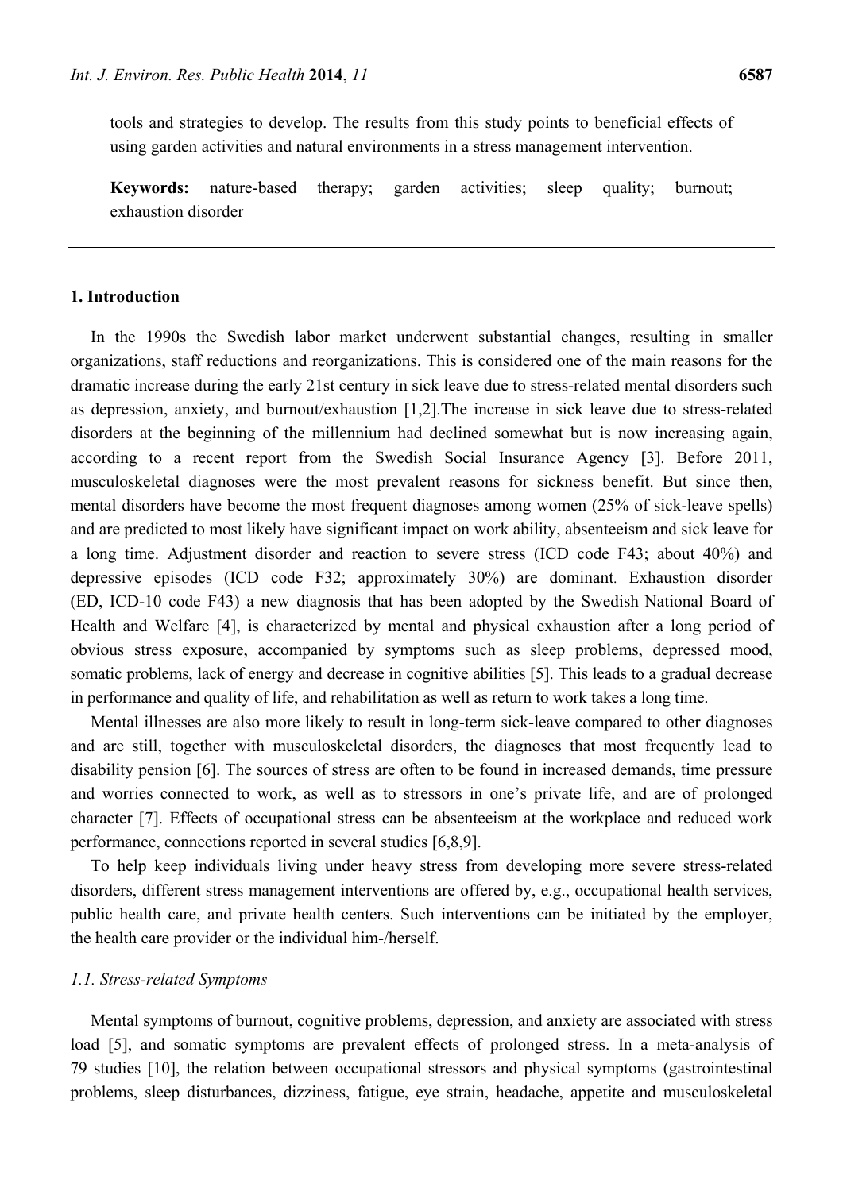tools and strategies to develop. The results from this study points to beneficial effects of using garden activities and natural environments in a stress management intervention.

**Keywords:** nature-based therapy; garden activities; sleep quality; burnout; exhaustion disorder

---

## 1. Introduction

In the 1990s the Swedish labor market underwent substantial changes, resulting in smaller organizations, staff reductions and reorganizations. This is considered one of the main reasons for the dramatic increase during the early 21st century in sick leave due to stress-related mental disorders such as depression, anxiety, and burnout/exhaustion [1,2].The increase in sick leave due to stress-related disorders at the beginning of the millennium had declined somewhat but is now increasing again, according to a recent report from the Swedish Social Insurance Agency [3]. Before 2011, musculoskeletal diagnoses were the most prevalent reasons for sickness benefit. But since then, mental disorders have become the most frequent diagnoses among women (25% of sick-leave spells) and are predicted to most likely have significant impact on work ability, absenteeism and sick leave for a long time. Adjustment disorder and reaction to severe stress (ICD code F43; about 40%) and depressive episodes (ICD code F32; approximately 30%) are dominant. Exhaustion disorder (ED, ICD-10 code F43) a new diagnosis that has been adopted by the Swedish National Board of Health and Welfare [4], is characterized by mental and physical exhaustion after a long period of obvious stress exposure, accompanied by symptoms such as sleep problems, depressed mood, somatic problems, lack of energy and decrease in cognitive abilities [5]. This leads to a gradual decrease in performance and quality of life, and rehabilitation as well as return to work takes a long time.

Mental illnesses are also more likely to result in long-term sick-leave compared to other diagnoses and are still, together with musculoskeletal disorders, the diagnoses that most frequently lead to disability pension [6]. The sources of stress are often to be found in increased demands, time pressure and worries connected to work, as well as to stressors in one's private life, and are of prolonged character [7]. Effects of occupational stress can be absenteeism at the workplace and reduced work performance, connections reported in several studies [6,8,9].

To help keep individuals living under heavy stress from developing more severe stress-related disorders, different stress management interventions are offered by, e.g., occupational health services, public health care, and private health centers. Such interventions can be initiated by the employer, the health care provider or the individual him-/herself.

### *1.1. Stress-related Symptoms*

Mental symptoms of burnout, cognitive problems, depression, and anxiety are associated with stress load [5], and somatic symptoms are prevalent effects of prolonged stress. In a meta-analysis of 79 studies [10], the relation between occupational stressors and physical symptoms (gastrointestinal problems, sleep disturbances, dizziness, fatigue, eye strain, headache, appetite and musculoskeletal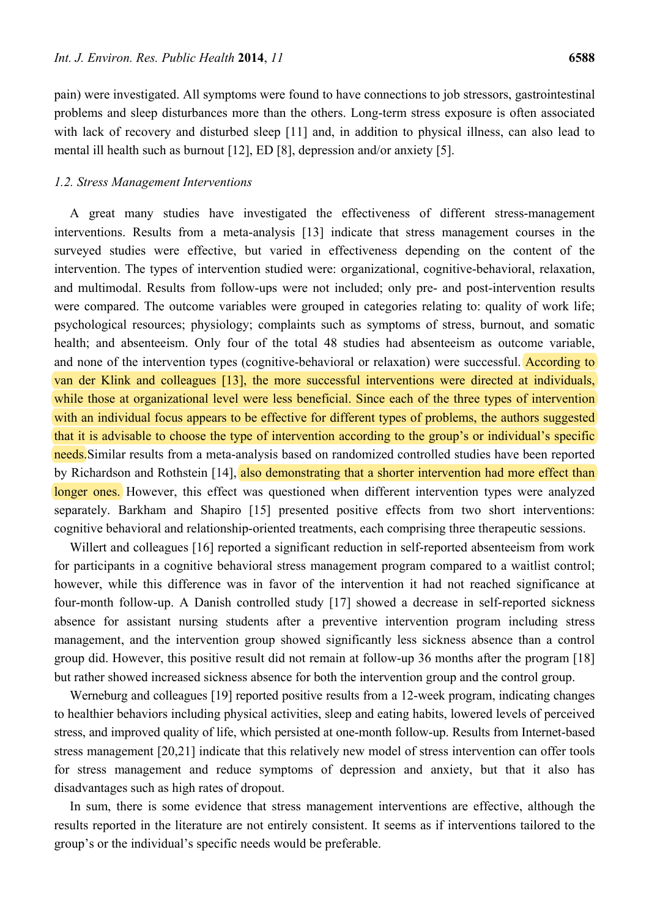pain) were investigated. All symptoms were found to have connections to job stressors, gastrointestinal problems and sleep disturbances more than the others. Long-term stress exposure is often associated with lack of recovery and disturbed sleep [11] and, in addition to physical illness, can also lead to mental ill health such as burnout [12], ED [8], depression and/or anxiety [5].

### *1.2. Stress Management Interventions*

A great many studies have investigated the effectiveness of different stress-management interventions. Results from a meta-analysis [13] indicate that stress management courses in the surveyed studies were effective, but varied in effectiveness depending on the content of the intervention. The types of intervention studied were: organizational, cognitive-behavioral, relaxation, and multimodal. Results from follow-ups were not included; only pre- and post-intervention results were compared. The outcome variables were grouped in categories relating to: quality of work life; psychological resources; physiology; complaints such as symptoms of stress, burnout, and somatic health; and absenteeism. Only four of the total 48 studies had absenteeism as outcome variable, and none of the intervention types (cognitive-behavioral or relaxation) were successful. According to van der Klink and colleagues [13], the more successful interventions were directed at individuals, while those at organizational level were less beneficial. Since each of the three types of intervention with an individual focus appears to be effective for different types of problems, the authors suggested that it is advisable to choose the type of intervention according to the group's or individual's specific needs. Similar results from a meta-analysis based on randomized controlled studies have been reported by Richardson and Rothstein [14], also demonstrating that a shorter intervention had more effect than longer ones. However, this effect was questioned when different intervention types were analyzed separately. Barkham and Shapiro [15] presented positive effects from two short interventions: cognitive behavioral and relationship-oriented treatments, each comprising three therapeutic sessions.

Willert and colleagues [16] reported a significant reduction in self-reported absenteeism from work for participants in a cognitive behavioral stress management program compared to a waitlist control; however, while this difference was in favor of the intervention it had not reached significance at four-month follow-up. A Danish controlled study [17] showed a decrease in self-reported sickness absence for assistant nursing students after a preventive intervention program including stress management, and the intervention group showed significantly less sickness absence than a control group did. However, this positive result did not remain at follow-up 36 months after the program [18] but rather showed increased sickness absence for both the intervention group and the control group.

Werneburg and colleagues [19] reported positive results from a 12-week program, indicating changes to healthier behaviors including physical activities, sleep and eating habits, lowered levels of perceived stress, and improved quality of life, which persisted at one-month follow-up. Results from Internet-based stress management [20,21] indicate that this relatively new model of stress intervention can offer tools for stress management and reduce symptoms of depression and anxiety, but that it also has disadvantages such as high rates of dropout.

In sum, there is some evidence that stress management interventions are effective, although the results reported in the literature are not entirely consistent. It seems as if interventions tailored to the group's or the individual's specific needs would be preferable.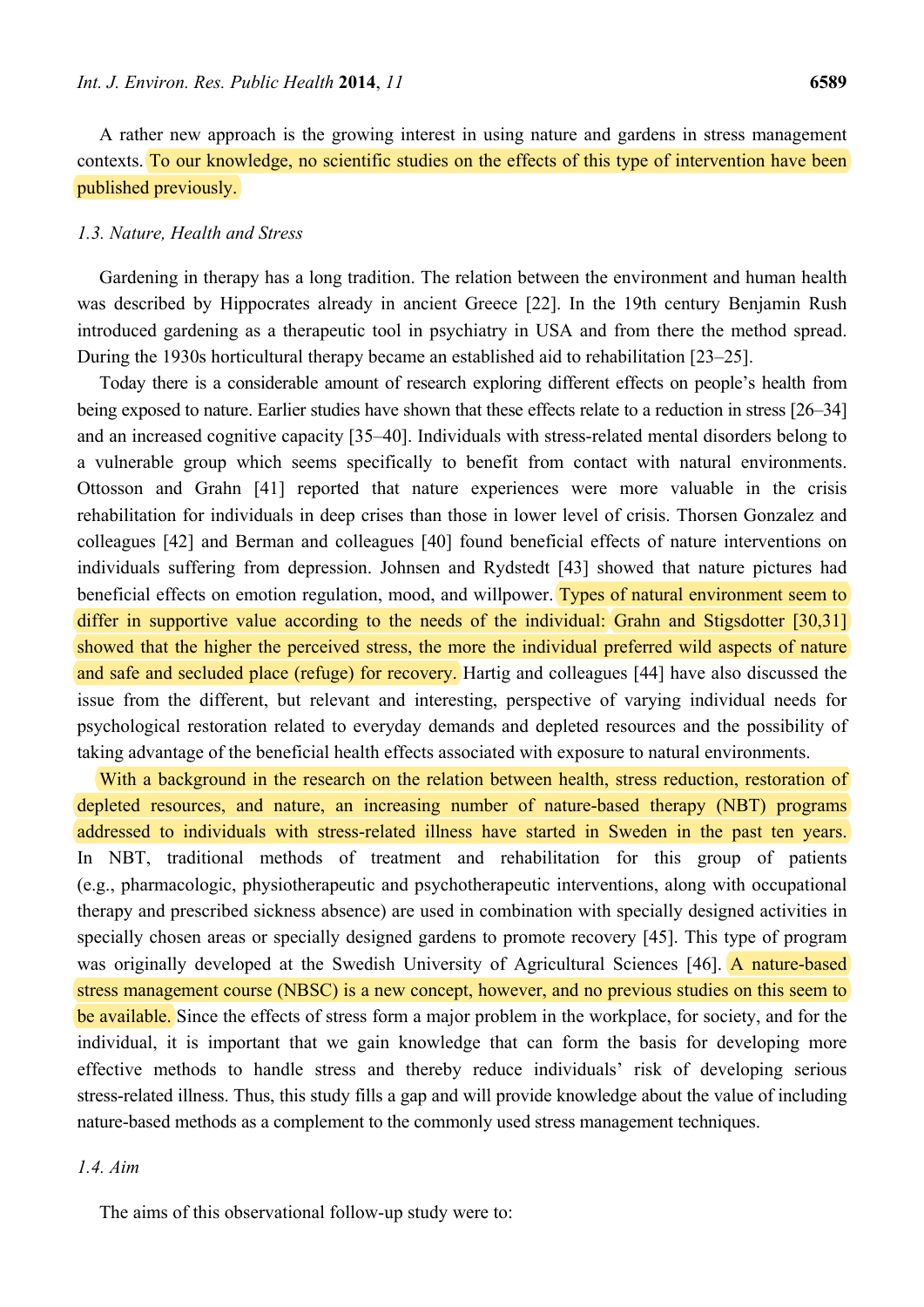A rather new approach is the growing interest in using nature and gardens in stress management contexts. To our knowledge, no scientific studies on the effects of this type of intervention have been published previously.

### 1.3. Nature, Health and Stress

Gardening in therapy has a long tradition. The relation between the environment and human health was described by Hippocrates already in ancient Greece [22]. In the 19th century Benjamin Rush introduced gardening as a therapeutic tool in psychiatry in USA and from there the method spread. During the 1930s horticultural therapy became an established aid to rehabilitation [23–25].

Today there is a considerable amount of research exploring different effects on people's health from being exposed to nature. Earlier studies have shown that these effects relate to a reduction in stress [26–34] and an increased cognitive capacity [35–40]. Individuals with stress-related mental disorders belong to a vulnerable group which seems specifically to benefit from contact with natural environments. Ottosson and Grahn [41] reported that nature experiences were more valuable in the crisis rehabilitation for individuals in deep crises than those in lower level of crisis. Thorsen Gonzalez and colleagues [42] and Berman and colleagues [40] found beneficial effects of nature interventions on individuals suffering from depression. Johnsen and Rydstedt [43] showed that nature pictures had beneficial effects on emotion regulation, mood, and willpower. Types of natural environment seem to differ in supportive value according to the needs of the individual: Grahn and Stigsdotter [30,31] showed that the higher the perceived stress, the more the individual preferred wild aspects of nature and safe and secluded place (refuge) for recovery. Hartig and colleagues [44] have also discussed the issue from the different, but relevant and interesting, perspective of varying individual needs for psychological restoration related to everyday demands and depleted resources and the possibility of taking advantage of the beneficial health effects associated with exposure to natural environments.

With a background in the research on the relation between health, stress reduction, restoration of depleted resources, and nature, an increasing number of nature-based therapy (NBT) programs addressed to individuals with stress-related illness have started in Sweden in the past ten years. In NBT, traditional methods of treatment and rehabilitation for this group of patients (e.g., pharmacologic, physiotherapeutic and psychotherapeutic interventions, along with occupational therapy and prescribed sickness absence) are used in combination with specially designed activities in specially chosen areas or specially designed gardens to promote recovery [45]. This type of program was originally developed at the Swedish University of Agricultural Sciences [46]. A nature-based stress management course (NBSC) is a new concept, however, and no previous studies on this seem to be available. Since the effects of stress form a major problem in the workplace, for society, and for the individual, it is important that we gain knowledge that can form the basis for developing more effective methods to handle stress and thereby reduce individuals' risk of developing serious stress-related illness. Thus, this study fills a gap and will provide knowledge about the value of including nature-based methods as a complement to the commonly used stress management techniques.

### 1.4. Aim

The aims of this observational follow-up study were to: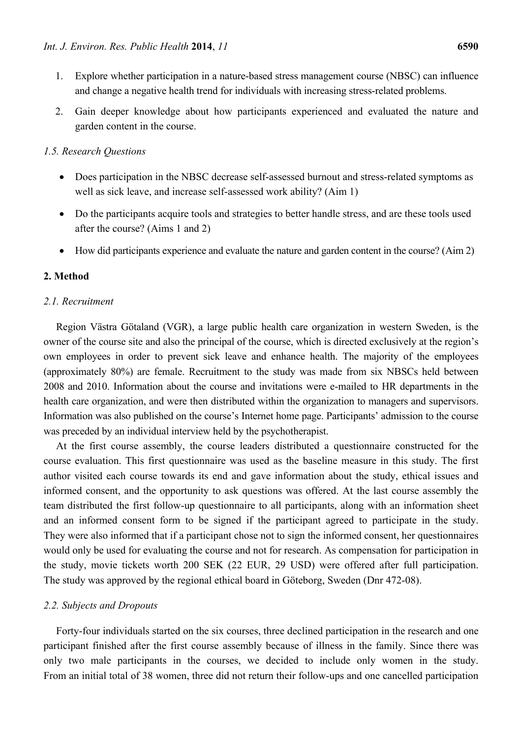1. Explore whether participation in a nature-based stress management course (NBSC) can influence and change a negative health trend for individuals with increasing stress-related problems.
2. Gain deeper knowledge about how participants experienced and evaluated the nature and garden content in the course.

### *1.5. Research Questions*

- Does participation in the NBSC decrease self-assessed burnout and stress-related symptoms as well as sick leave, and increase self-assessed work ability? (Aim 1)
- Do the participants acquire tools and strategies to better handle stress, and are these tools used after the course? (Aims 1 and 2)
- How did participants experience and evaluate the nature and garden content in the course? (Aim 2)

## 2. Method

### *2.1. Recruitment*

Region Västra Götaland (VGR), a large public health care organization in western Sweden, is the owner of the course site and also the principal of the course, which is directed exclusively at the region's own employees in order to prevent sick leave and enhance health. The majority of the employees (approximately 80%) are female. Recruitment to the study was made from six NBSCs held between 2008 and 2010. Information about the course and invitations were e-mailed to HR departments in the health care organization, and were then distributed within the organization to managers and supervisors. Information was also published on the course's Internet home page. Participants' admission to the course was preceded by an individual interview held by the psychotherapist.

At the first course assembly, the course leaders distributed a questionnaire constructed for the course evaluation. This first questionnaire was used as the baseline measure in this study. The first author visited each course towards its end and gave information about the study, ethical issues and informed consent, and the opportunity to ask questions was offered. At the last course assembly the team distributed the first follow-up questionnaire to all participants, along with an information sheet and an informed consent form to be signed if the participant agreed to participate in the study. They were also informed that if a participant chose not to sign the informed consent, her questionnaires would only be used for evaluating the course and not for research. As compensation for participation in the study, movie tickets worth 200 SEK (22 EUR, 29 USD) were offered after full participation. The study was approved by the regional ethical board in Göteborg, Sweden (Dnr 472-08).

### *2.2. Subjects and Dropouts*

Forty-four individuals started on the six courses, three declined participation in the research and one participant finished after the first course assembly because of illness in the family. Since there was only two male participants in the courses, we decided to include only women in the study. From an initial total of 38 women, three did not return their follow-ups and one cancelled participation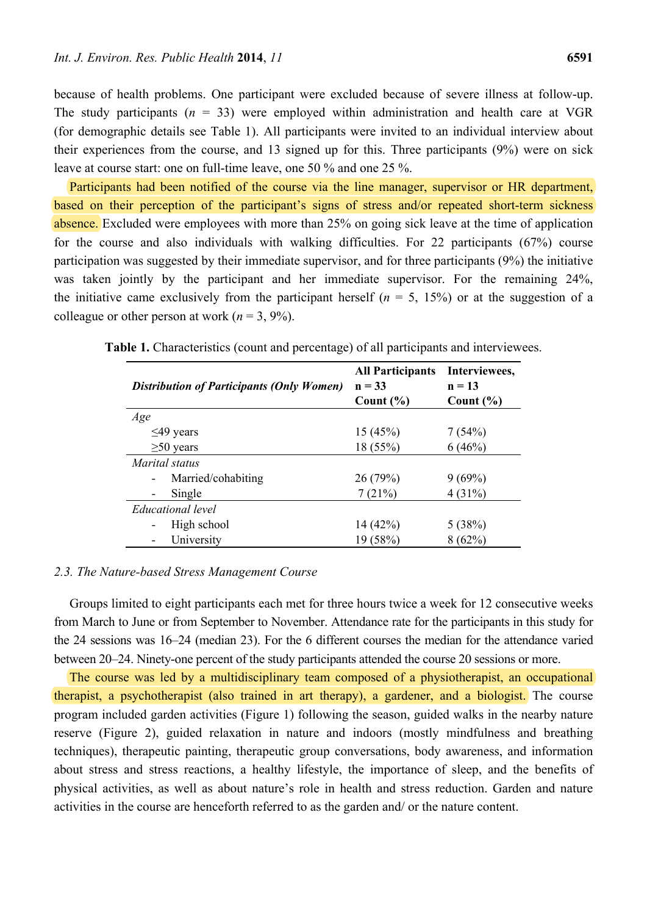because of health problems. One participant were excluded because of severe illness at follow-up. The study participants (*n* = 33) were employed within administration and health care at VGR (for demographic details see Table 1). All participants were invited to an individual interview about their experiences from the course, and 13 signed up for this. Three participants (9%) were on sick leave at course start: one on full-time leave, one 50 % and one 25 %.

Participants had been notified of the course via the line manager, supervisor or HR department, based on their perception of the participant's signs of stress and/or repeated short-term sickness absence. Excluded were employees with more than 25% on going sick leave at the time of application for the course and also individuals with walking difficulties. For 22 participants (67%) course participation was suggested by their immediate supervisor, and for three participants (9%) the initiative was taken jointly by the participant and her immediate supervisor. For the remaining 24%, the initiative came exclusively from the participant herself (*n* = 5, 15%) or at the suggestion of a colleague or other person at work (*n* = 3, 9%).

**Table 1.** Characteristics (count and percentage) of all participants and interviewees.

| ***Distribution of Participants (Only Women)*** | **All Participants n = 33 Count (%)** | **Interviewees, n = 13 Count (%)** |
|---|---|---|
| *Age* | | |
| ≤49 years | 15 (45%) | 7 (54%) |
| ≥50 years | 18 (55%) | 6 (46%) |
| *Marital status* | | |
| - Married/cohabiting | 26 (79%) | 9 (69%) |
| - Single | 7 (21%) | 4 (31%) |
| *Educational level* | | |
| - High school | 14 (42%) | 5 (38%) |
| - University | 19 (58%) | 8 (62%) |

### 2.3. The Nature-based Stress Management Course

Groups limited to eight participants each met for three hours twice a week for 12 consecutive weeks from March to June or from September to November. Attendance rate for the participants in this study for the 24 sessions was 16–24 (median 23). For the 6 different courses the median for the attendance varied between 20–24. Ninety-one percent of the study participants attended the course 20 sessions or more.

The course was led by a multidisciplinary team composed of a physiotherapist, an occupational therapist, a psychotherapist (also trained in art therapy), a gardener, and a biologist. The course program included garden activities (Figure 1) following the season, guided walks in the nearby nature reserve (Figure 2), guided relaxation in nature and indoors (mostly mindfulness and breathing techniques), therapeutic painting, therapeutic group conversations, body awareness, and information about stress and stress reactions, a healthy lifestyle, the importance of sleep, and the benefits of physical activities, as well as about nature's role in health and stress reduction. Garden and nature activities in the course are henceforth referred to as the garden and/ or the nature content.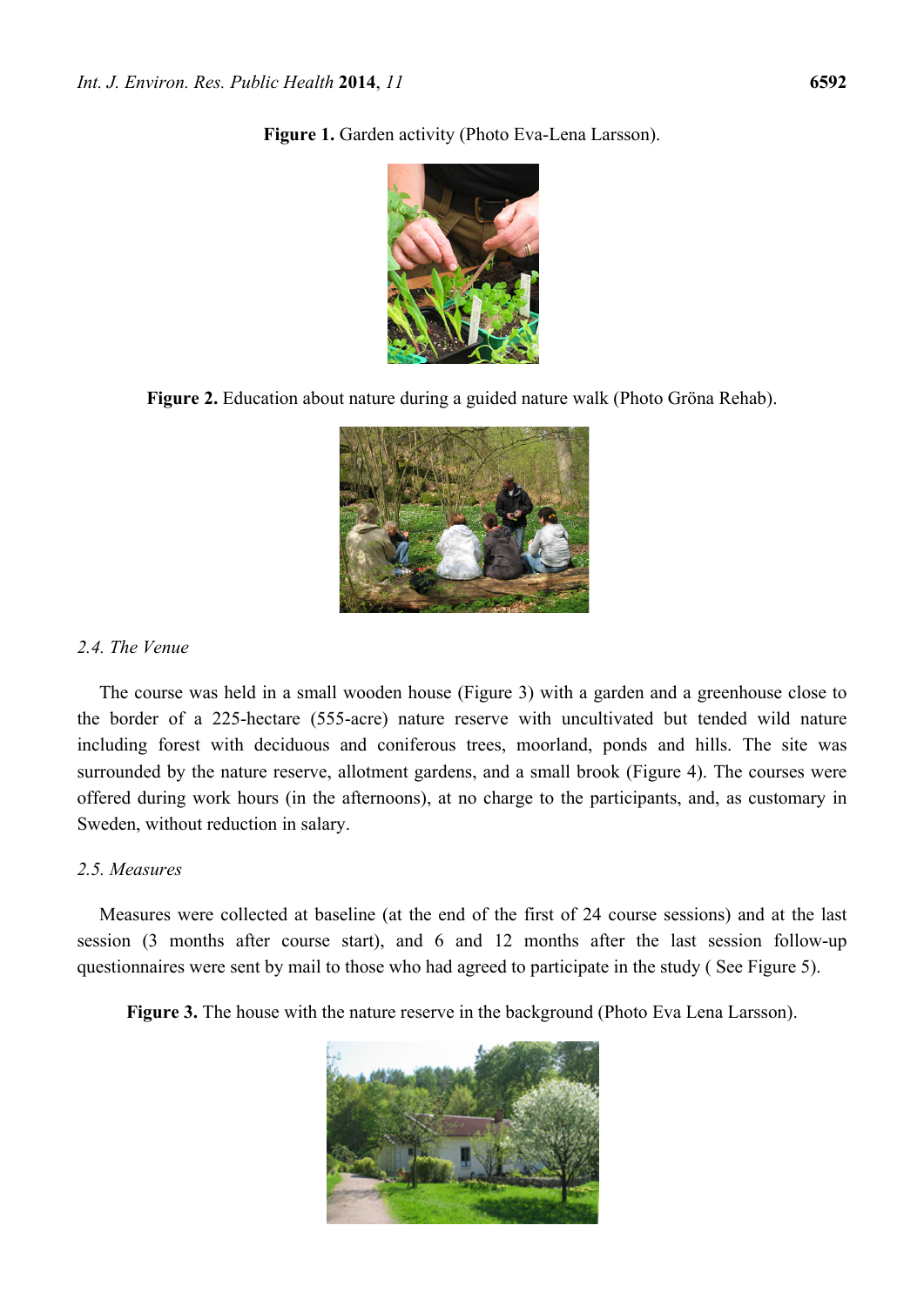**Figure 1.** Garden activity (Photo Eva-Lena Larsson).

**Figure 2.** Education about nature during a guided nature walk (Photo Gröna Rehab).

### 2.4. The Venue

The course was held in a small wooden house (Figure 3) with a garden and a greenhouse close to the border of a 225-hectare (555-acre) nature reserve with uncultivated but tended wild nature including forest with deciduous and coniferous trees, moorland, ponds and hills. The site was surrounded by the nature reserve, allotment gardens, and a small brook (Figure 4). The courses were offered during work hours (in the afternoons), at no charge to the participants, and, as customary in Sweden, without reduction in salary.

### 2.5. Measures

Measures were collected at baseline (at the end of the first of 24 course sessions) and at the last session (3 months after course start), and 6 and 12 months after the last session follow-up questionnaires were sent by mail to those who had agreed to participate in the study ( See Figure 5).

**Figure 3.** The house with the nature reserve in the background (Photo Eva Lena Larsson).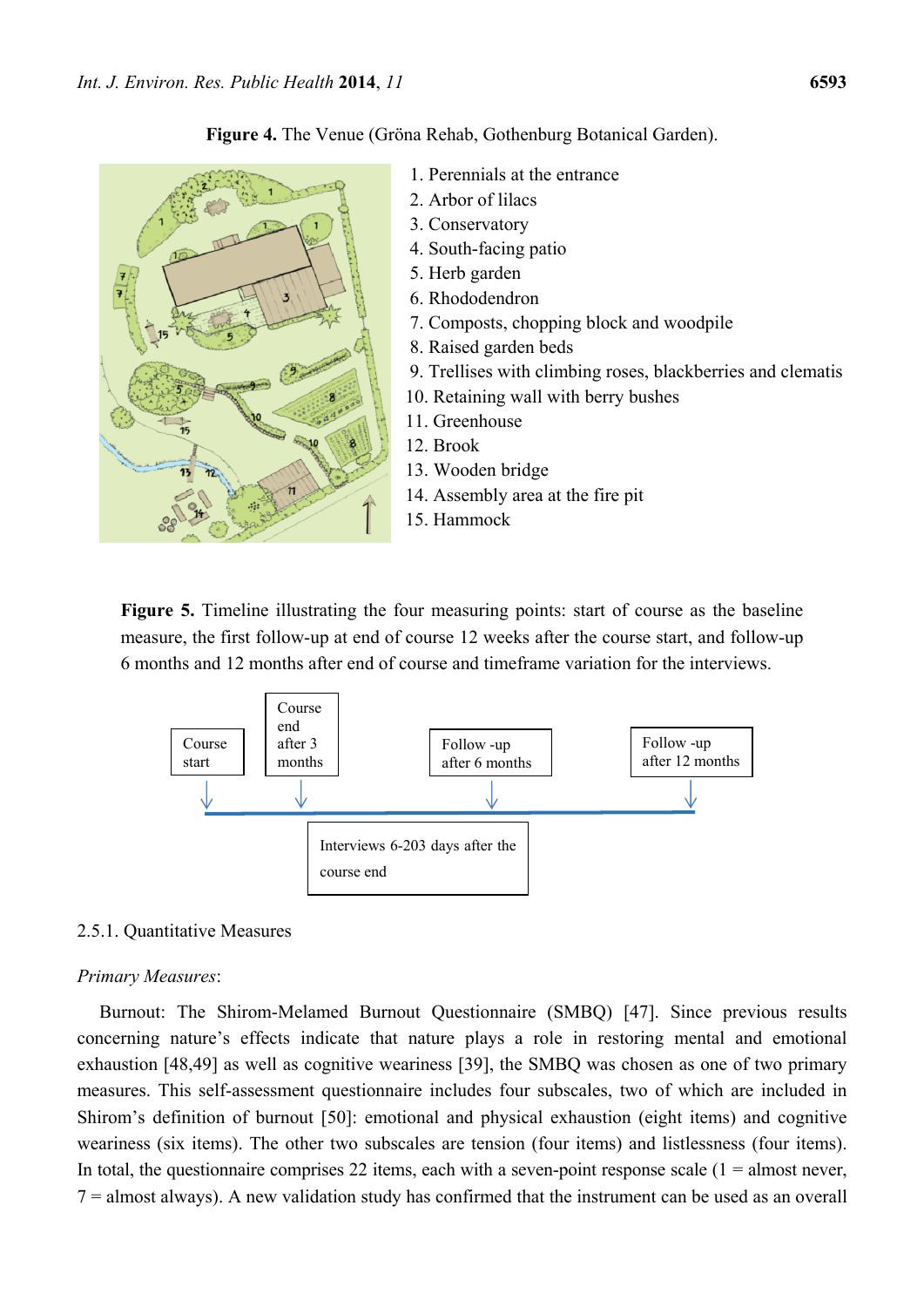**Figure 4.** The Venue (Gröna Rehab, Gothenburg Botanical Garden).

1. Perennials at the entrance
2. Arbor of lilacs
3. Conservatory
4. South-facing patio
5. Herb garden
6. Rhododendron
7. Composts, chopping block and woodpile
8. Raised garden beds
9. Trellises with climbing roses, blackberries and clematis
10. Retaining wall with berry bushes
11. Greenhouse
12. Brook
13. Wooden bridge
14. Assembly area at the fire pit
15. Hammock

**Figure 5.** Timeline illustrating the four measuring points: start of course as the baseline measure, the first follow-up at end of course 12 weeks after the course start, and follow-up 6 months and 12 months after end of course and timeframe variation for the interviews.

Course start | Course end after 3 months | Follow -up after 6 months | Follow -up after 12 months

Interviews 6-203 days after the course end

#### 2.5.1. Quantitative Measures

*Primary Measures*:

Burnout: The Shirom-Melamed Burnout Questionnaire (SMBQ) [47]. Since previous results concerning nature's effects indicate that nature plays a role in restoring mental and emotional exhaustion [48,49] as well as cognitive weariness [39], the SMBQ was chosen as one of two primary measures. This self-assessment questionnaire includes four subscales, two of which are included in Shirom's definition of burnout [50]: emotional and physical exhaustion (eight items) and cognitive weariness (six items). The other two subscales are tension (four items) and listlessness (four items). In total, the questionnaire comprises 22 items, each with a seven-point response scale (1 = almost never, 7 = almost always). A new validation study has confirmed that the instrument can be used as an overall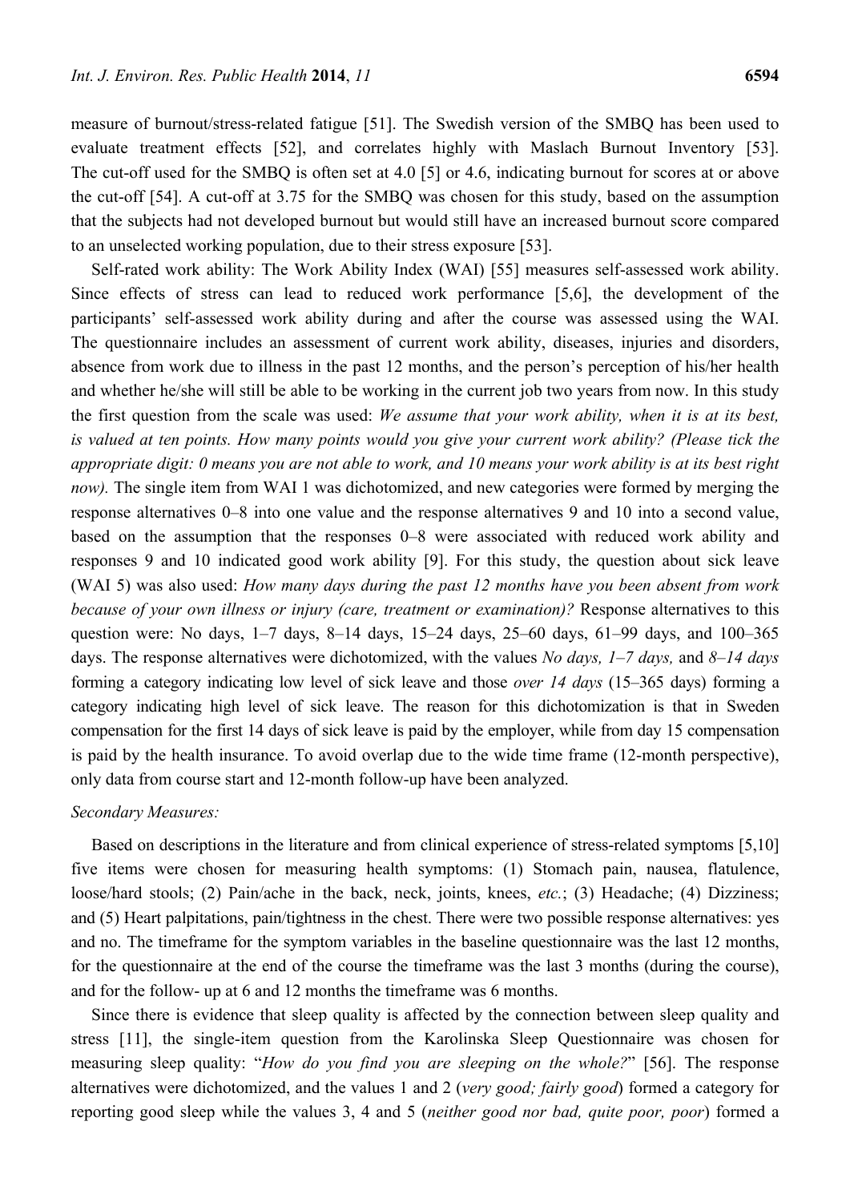measure of burnout/stress-related fatigue [51]. The Swedish version of the SMBQ has been used to evaluate treatment effects [52], and correlates highly with Maslach Burnout Inventory [53]. The cut-off used for the SMBQ is often set at 4.0 [5] or 4.6, indicating burnout for scores at or above the cut-off [54]. A cut-off at 3.75 for the SMBQ was chosen for this study, based on the assumption that the subjects had not developed burnout but would still have an increased burnout score compared to an unselected working population, due to their stress exposure [53].

Self-rated work ability: The Work Ability Index (WAI) [55] measures self-assessed work ability. Since effects of stress can lead to reduced work performance [5,6], the development of the participants' self-assessed work ability during and after the course was assessed using the WAI. The questionnaire includes an assessment of current work ability, diseases, injuries and disorders, absence from work due to illness in the past 12 months, and the person's perception of his/her health and whether he/she will still be able to be working in the current job two years from now. In this study the first question from the scale was used: *We assume that your work ability, when it is at its best, is valued at ten points. How many points would you give your current work ability? (Please tick the appropriate digit: 0 means you are not able to work, and 10 means your work ability is at its best right now).* The single item from WAI 1 was dichotomized, and new categories were formed by merging the response alternatives 0–8 into one value and the response alternatives 9 and 10 into a second value, based on the assumption that the responses 0–8 were associated with reduced work ability and responses 9 and 10 indicated good work ability [9]. For this study, the question about sick leave (WAI 5) was also used: *How many days during the past 12 months have you been absent from work because of your own illness or injury (care, treatment or examination)?* Response alternatives to this question were: No days, 1–7 days, 8–14 days, 15–24 days, 25–60 days, 61–99 days, and 100–365 days. The response alternatives were dichotomized, with the values *No days, 1–7 days,* and *8–14 days* forming a category indicating low level of sick leave and those *over 14 days* (15–365 days) forming a category indicating high level of sick leave. The reason for this dichotomization is that in Sweden compensation for the first 14 days of sick leave is paid by the employer, while from day 15 compensation is paid by the health insurance. To avoid overlap due to the wide time frame (12-month perspective), only data from course start and 12-month follow-up have been analyzed.

*Secondary Measures:*

Based on descriptions in the literature and from clinical experience of stress-related symptoms [5,10] five items were chosen for measuring health symptoms: (1) Stomach pain, nausea, flatulence, loose/hard stools; (2) Pain/ache in the back, neck, joints, knees, *etc.*; (3) Headache; (4) Dizziness; and (5) Heart palpitations, pain/tightness in the chest. There were two possible response alternatives: yes and no. The timeframe for the symptom variables in the baseline questionnaire was the last 12 months, for the questionnaire at the end of the course the timeframe was the last 3 months (during the course), and for the follow- up at 6 and 12 months the timeframe was 6 months.

Since there is evidence that sleep quality is affected by the connection between sleep quality and stress [11], the single-item question from the Karolinska Sleep Questionnaire was chosen for measuring sleep quality: "*How do you find you are sleeping on the whole?*" [56]. The response alternatives were dichotomized, and the values 1 and 2 (*very good; fairly good*) formed a category for reporting good sleep while the values 3, 4 and 5 (*neither good nor bad, quite poor, poor*) formed a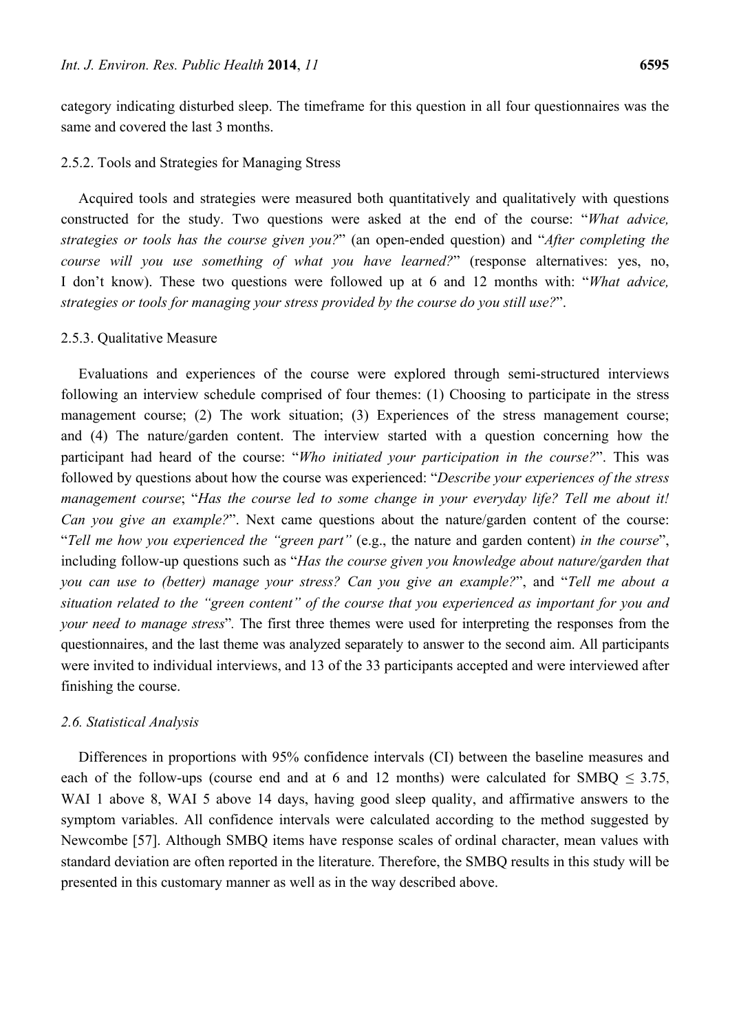category indicating disturbed sleep. The timeframe for this question in all four questionnaires was the same and covered the last 3 months.

### 2.5.2. Tools and Strategies for Managing Stress

Acquired tools and strategies were measured both quantitatively and qualitatively with questions constructed for the study. Two questions were asked at the end of the course: "*What advice, strategies or tools has the course given you?*" (an open-ended question) and "*After completing the course will you use something of what you have learned?*" (response alternatives: yes, no, I don't know). These two questions were followed up at 6 and 12 months with: "*What advice, strategies or tools for managing your stress provided by the course do you still use?*".

### 2.5.3. Qualitative Measure

Evaluations and experiences of the course were explored through semi-structured interviews following an interview schedule comprised of four themes: (1) Choosing to participate in the stress management course; (2) The work situation; (3) Experiences of the stress management course; and (4) The nature/garden content. The interview started with a question concerning how the participant had heard of the course: "*Who initiated your participation in the course?*". This was followed by questions about how the course was experienced: "*Describe your experiences of the stress management course*; "*Has the course led to some change in your everyday life? Tell me about it! Can you give an example?*". Next came questions about the nature/garden content of the course: "*Tell me how you experienced the "green part"* (e.g., the nature and garden content) *in the course*", including follow-up questions such as "*Has the course given you knowledge about nature/garden that you can use to (better) manage your stress? Can you give an example?*", and "*Tell me about a situation related to the "green content" of the course that you experienced as important for you and your need to manage stress*". The first three themes were used for interpreting the responses from the questionnaires, and the last theme was analyzed separately to answer to the second aim. All participants were invited to individual interviews, and 13 of the 33 participants accepted and were interviewed after finishing the course.

## *2.6. Statistical Analysis*

Differences in proportions with 95% confidence intervals (CI) between the baseline measures and each of the follow-ups (course end and at 6 and 12 months) were calculated for SMBQ $\leq 3.75$, WAI 1 above 8, WAI 5 above 14 days, having good sleep quality, and affirmative answers to the symptom variables. All confidence intervals were calculated according to the method suggested by Newcombe [57]. Although SMBQ items have response scales of ordinal character, mean values with standard deviation are often reported in the literature. Therefore, the SMBQ results in this study will be presented in this customary manner as well as in the way described above.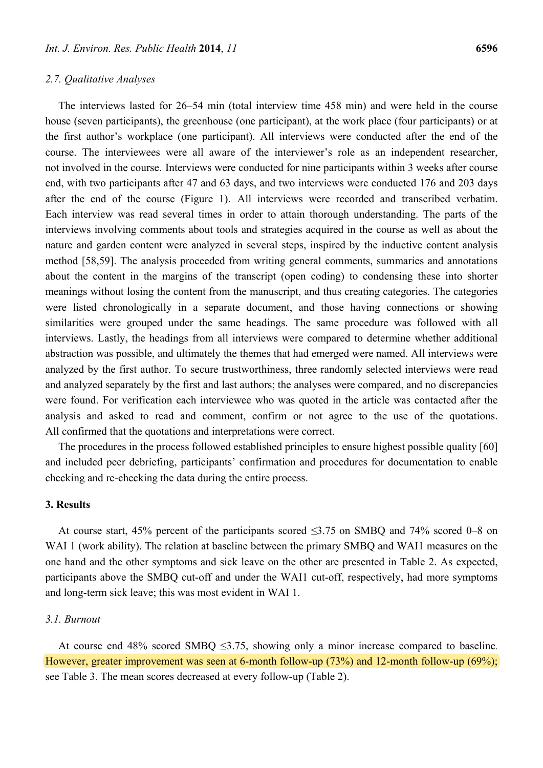### 2.7. Qualitative Analyses

The interviews lasted for 26–54 min (total interview time 458 min) and were held in the course house (seven participants), the greenhouse (one participant), at the work place (four participants) or at the first author's workplace (one participant). All interviews were conducted after the end of the course. The interviewees were all aware of the interviewer's role as an independent researcher, not involved in the course. Interviews were conducted for nine participants within 3 weeks after course end, with two participants after 47 and 63 days, and two interviews were conducted 176 and 203 days after the end of the course (Figure 1). All interviews were recorded and transcribed verbatim. Each interview was read several times in order to attain thorough understanding. The parts of the interviews involving comments about tools and strategies acquired in the course as well as about the nature and garden content were analyzed in several steps, inspired by the inductive content analysis method [58,59]. The analysis proceeded from writing general comments, summaries and annotations about the content in the margins of the transcript (open coding) to condensing these into shorter meanings without losing the content from the manuscript, and thus creating categories. The categories were listed chronologically in a separate document, and those having connections or showing similarities were grouped under the same headings. The same procedure was followed with all interviews. Lastly, the headings from all interviews were compared to determine whether additional abstraction was possible, and ultimately the themes that had emerged were named. All interviews were analyzed by the first author. To secure trustworthiness, three randomly selected interviews were read and analyzed separately by the first and last authors; the analyses were compared, and no discrepancies were found. For verification each interviewee who was quoted in the article was contacted after the analysis and asked to read and comment, confirm or not agree to the use of the quotations. All confirmed that the quotations and interpretations were correct.

The procedures in the process followed established principles to ensure highest possible quality [60] and included peer debriefing, participants' confirmation and procedures for documentation to enable checking and re-checking the data during the entire process.

## 3. Results

At course start, 45% percent of the participants scored ≤3.75 on SMBQ and 74% scored 0–8 on WAI 1 (work ability). The relation at baseline between the primary SMBQ and WAI1 measures on the one hand and the other symptoms and sick leave on the other are presented in Table 2. As expected, participants above the SMBQ cut-off and under the WAI1 cut-off, respectively, had more symptoms and long-term sick leave; this was most evident in WAI 1.

### 3.1. Burnout

At course end 48% scored SMBQ ≤3.75, showing only a minor increase compared to baseline. However, greater improvement was seen at 6-month follow-up (73%) and 12-month follow-up (69%); see Table 3. The mean scores decreased at every follow-up (Table 2).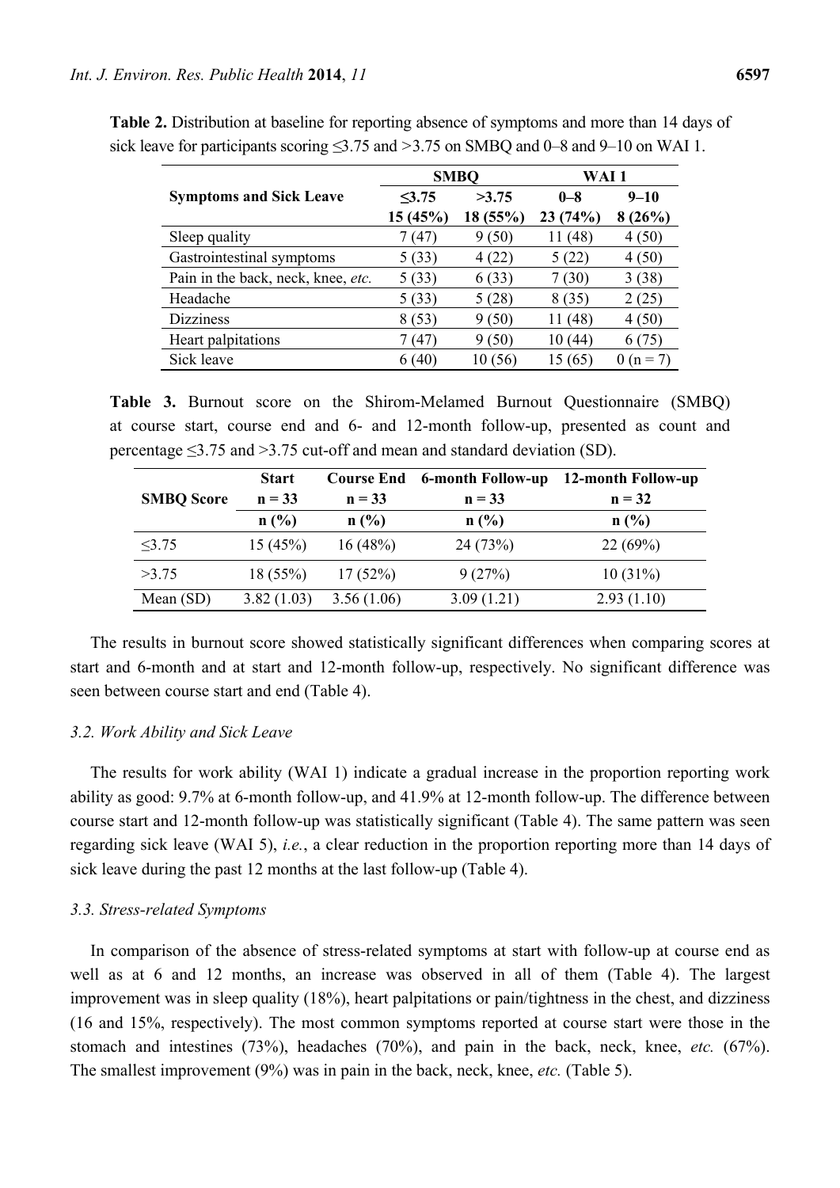**Table 2.** Distribution at baseline for reporting absence of symptoms and more than 14 days of sick leave for participants scoring ≤3.75 and >3.75 on SMBQ and 0–8 and 9–10 on WAI 1.

| | SMBQ | | WAI 1 | |
|---|---|---|---|---|
| **Symptoms and Sick Leave** | **≤3.75** | **>3.75** | **0–8** | **9–10** |
| | **15 (45%)** | **18 (55%)** | **23 (74%)** | **8 (26%)** |
| Sleep quality | 7 (47) | 9 (50) | 11 (48) | 4 (50) |
| Gastrointestinal symptoms | 5 (33) | 4 (22) | 5 (22) | 4 (50) |
| Pain in the back, neck, knee, *etc.* | 5 (33) | 6 (33) | 7 (30) | 3 (38) |
| Headache | 5 (33) | 5 (28) | 8 (35) | 2 (25) |
| Dizziness | 8 (53) | 9 (50) | 11 (48) | 4 (50) |
| Heart palpitations | 7 (47) | 9 (50) | 10 (44) | 6 (75) |
| Sick leave | 6 (40) | 10 (56) | 15 (65) | 0 (n = 7) |

**Table 3.** Burnout score on the Shirom-Melamed Burnout Questionnaire (SMBQ) at course start, course end and 6- and 12-month follow-up, presented as count and percentage ≤3.75 and >3.75 cut-off and mean and standard deviation (SD).

| SMBQ Score | Start n = 33 | Course End n = 33 | 6-month Follow-up n = 33 | 12-month Follow-up n = 32 |
|---|---|---|---|---|
| | **n (%)** | **n (%)** | **n (%)** | **n (%)** |
| ≤3.75 | 15 (45%) | 16 (48%) | 24 (73%) | 22 (69%) |
| >3.75 | 18 (55%) | 17 (52%) | 9 (27%) | 10 (31%) |
| Mean (SD) | 3.82 (1.03) | 3.56 (1.06) | 3.09 (1.21) | 2.93 (1.10) |

The results in burnout score showed statistically significant differences when comparing scores at start and 6-month and at start and 12-month follow-up, respectively. No significant difference was seen between course start and end (Table 4).

### 3.2. Work Ability and Sick Leave

The results for work ability (WAI 1) indicate a gradual increase in the proportion reporting work ability as good: 9.7% at 6-month follow-up, and 41.9% at 12-month follow-up. The difference between course start and 12-month follow-up was statistically significant (Table 4). The same pattern was seen regarding sick leave (WAI 5), *i.e.*, a clear reduction in the proportion reporting more than 14 days of sick leave during the past 12 months at the last follow-up (Table 4).

### 3.3. Stress-related Symptoms

In comparison of the absence of stress-related symptoms at start with follow-up at course end as well as at 6 and 12 months, an increase was observed in all of them (Table 4). The largest improvement was in sleep quality (18%), heart palpitations or pain/tightness in the chest, and dizziness (16 and 15%, respectively). The most common symptoms reported at course start were those in the stomach and intestines (73%), headaches (70%), and pain in the back, neck, knee, *etc.* (67%). The smallest improvement (9%) was in pain in the back, neck, knee, *etc.* (Table 5).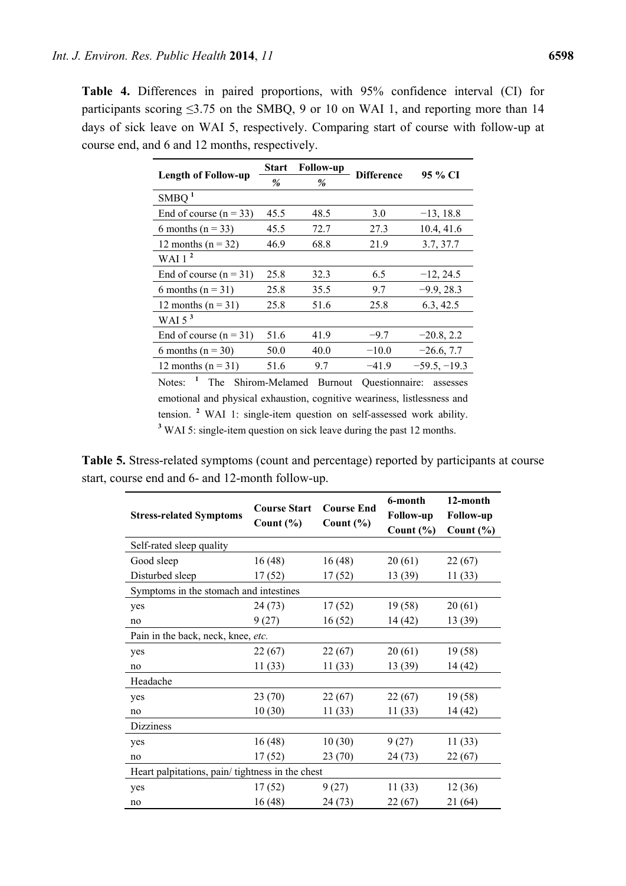**Table 4.** Differences in paired proportions, with 95% confidence interval (CI) for participants scoring ≤3.75 on the SMBQ, 9 or 10 on WAI 1, and reporting more than 14 days of sick leave on WAI 5, respectively. Comparing start of course with follow-up at course end, and 6 and 12 months, respectively.

| Length of Follow-up | Start | Follow-up | Difference | 95 % CI |
|---|---|---|---|---|
| | % | % | | |
| SMBQ [1] | | | | |
| End of course (n = 33) | 45.5 | 48.5 | 3.0 | −13, 18.8 |
| 6 months (n = 33) | 45.5 | 72.7 | 27.3 | 10.4, 41.6 |
| 12 months (n = 32) | 46.9 | 68.8 | 21.9 | 3.7, 37.7 |
| WAI 1 [2] | | | | |
| End of course (n = 31) | 25.8 | 32.3 | 6.5 | −12, 24.5 |
| 6 months (n = 31) | 25.8 | 35.5 | 9.7 | −9.9, 28.3 |
| 12 months (n = 31) | 25.8 | 51.6 | 25.8 | 6.3, 42.5 |
| WAI 5 [3] | | | | |
| End of course (n = 31) | 51.6 | 41.9 | −9.7 | −20.8, 2.2 |
| 6 months (n = 30) | 50.0 | 40.0 | −10.0 | −26.6, 7.7 |
| 12 months (n = 31) | 51.6 | 9.7 | −41.9 | −59.5, −19.3 |

Notes: [1] The Shirom-Melamed Burnout Questionnaire: assesses emotional and physical exhaustion, cognitive weariness, listlessness and tension. [2] WAI 1: single-item question on self-assessed work ability. [3] WAI 5: single-item question on sick leave during the past 12 months.

**Table 5.** Stress-related symptoms (count and percentage) reported by participants at course start, course end and 6- and 12-month follow-up.

| Stress-related Symptoms | Course Start Count (%) | Course End Count (%) | 6-month Follow-up Count (%) | 12-month Follow-up Count (%) |
|---|---|---|---|---|
| Self-rated sleep quality | | | | |
| Good sleep | 16 (48) | 16 (48) | 20 (61) | 22 (67) |
| Disturbed sleep | 17 (52) | 17 (52) | 13 (39) | 11 (33) |
| Symptoms in the stomach and intestines | | | | |
| yes | 24 (73) | 17 (52) | 19 (58) | 20 (61) |
| no | 9 (27) | 16 (52) | 14 (42) | 13 (39) |
| Pain in the back, neck, knee, *etc.* | | | | |
| yes | 22 (67) | 22 (67) | 20 (61) | 19 (58) |
| no | 11 (33) | 11 (33) | 13 (39) | 14 (42) |
| Headache | | | | |
| yes | 23 (70) | 22 (67) | 22 (67) | 19 (58) |
| no | 10 (30) | 11 (33) | 11 (33) | 14 (42) |
| Dizziness | | | | |
| yes | 16 (48) | 10 (30) | 9 (27) | 11 (33) |
| no | 17 (52) | 23 (70) | 24 (73) | 22 (67) |
| Heart palpitations, pain/ tightness in the chest | | | | |
| yes | 17 (52) | 9 (27) | 11 (33) | 12 (36) |
| no | 16 (48) | 24 (73) | 22 (67) | 21 (64) |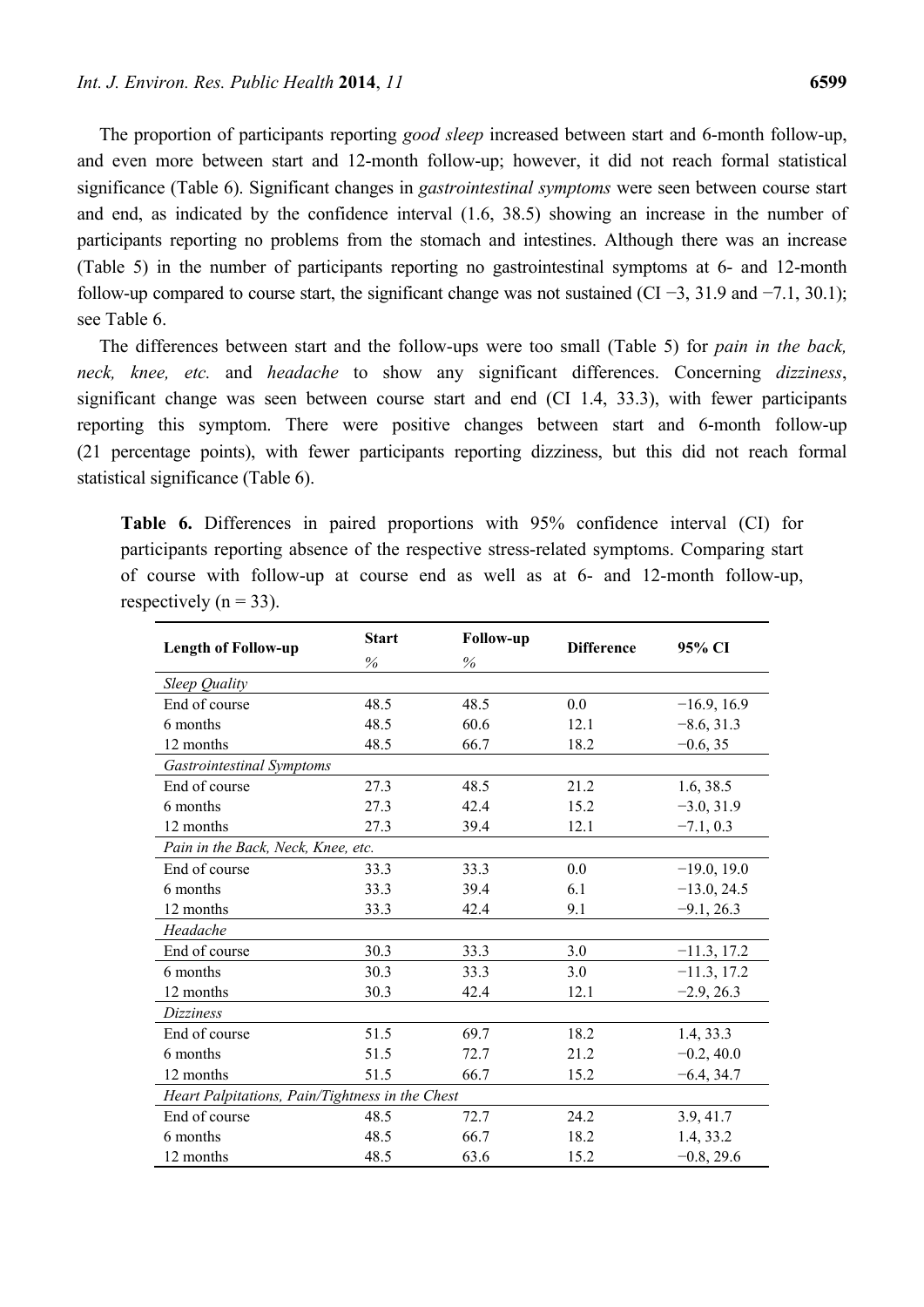The proportion of participants reporting *good sleep* increased between start and 6-month follow-up, and even more between start and 12-month follow-up; however, it did not reach formal statistical significance (Table 6). Significant changes in *gastrointestinal symptoms* were seen between course start and end, as indicated by the confidence interval (1.6, 38.5) showing an increase in the number of participants reporting no problems from the stomach and intestines. Although there was an increase (Table 5) in the number of participants reporting no gastrointestinal symptoms at 6- and 12-month follow-up compared to course start, the significant change was not sustained (CI −3, 31.9 and −7.1, 30.1); see Table 6.

The differences between start and the follow-ups were too small (Table 5) for *pain in the back, neck, knee, etc.* and *headache* to show any significant differences. Concerning *dizziness*, significant change was seen between course start and end (CI 1.4, 33.3), with fewer participants reporting this symptom. There were positive changes between start and 6-month follow-up (21 percentage points), with fewer participants reporting dizziness, but this did not reach formal statistical significance (Table 6).

**Table 6.** Differences in paired proportions with 95% confidence interval (CI) for participants reporting absence of the respective stress-related symptoms. Comparing start of course with follow-up at course end as well as at 6- and 12-month follow-up, respectively (n = 33).

| Length of Follow-up | Start % | Follow-up % | Difference | 95% CI |
|---|---|---|---|---|
| *Sleep Quality* | | | | |
| End of course | 48.5 | 48.5 | 0.0 | −16.9, 16.9 |
| 6 months | 48.5 | 60.6 | 12.1 | −8.6, 31.3 |
| 12 months | 48.5 | 66.7 | 18.2 | −0.6, 35 |
| *Gastrointestinal Symptoms* | | | | |
| End of course | 27.3 | 48.5 | 21.2 | 1.6, 38.5 |
| 6 months | 27.3 | 42.4 | 15.2 | −3.0, 31.9 |
| 12 months | 27.3 | 39.4 | 12.1 | −7.1, 0.3 |
| *Pain in the Back, Neck, Knee, etc.* | | | | |
| End of course | 33.3 | 33.3 | 0.0 | −19.0, 19.0 |
| 6 months | 33.3 | 39.4 | 6.1 | −13.0, 24.5 |
| 12 months | 33.3 | 42.4 | 9.1 | −9.1, 26.3 |
| *Headache* | | | | |
| End of course | 30.3 | 33.3 | 3.0 | −11.3, 17.2 |
| 6 months | 30.3 | 33.3 | 3.0 | −11.3, 17.2 |
| 12 months | 30.3 | 42.4 | 12.1 | −2.9, 26.3 |
| *Dizziness* | | | | |
| End of course | 51.5 | 69.7 | 18.2 | 1.4, 33.3 |
| 6 months | 51.5 | 72.7 | 21.2 | −0.2, 40.0 |
| 12 months | 51.5 | 66.7 | 15.2 | −6.4, 34.7 |
| *Heart Palpitations, Pain/Tightness in the Chest* | | | | |
| End of course | 48.5 | 72.7 | 24.2 | 3.9, 41.7 |
| 6 months | 48.5 | 66.7 | 18.2 | 1.4, 33.2 |
| 12 months | 48.5 | 63.6 | 15.2 | −0.8, 29.6 |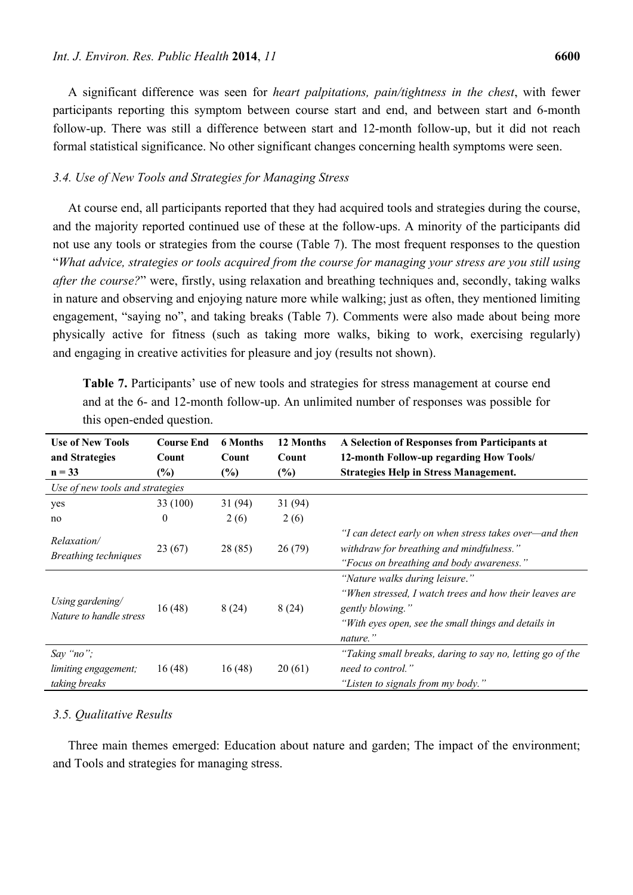A significant difference was seen for *heart palpitations, pain/tightness in the chest*, with fewer participants reporting this symptom between course start and end, and between start and 6-month follow-up. There was still a difference between start and 12-month follow-up, but it did not reach formal statistical significance. No other significant changes concerning health symptoms were seen.

### *3.4. Use of New Tools and Strategies for Managing Stress*

At course end, all participants reported that they had acquired tools and strategies during the course, and the majority reported continued use of these at the follow-ups. A minority of the participants did not use any tools or strategies from the course (Table 7). The most frequent responses to the question "*What advice, strategies or tools acquired from the course for managing your stress are you still using after the course?*" were, firstly, using relaxation and breathing techniques and, secondly, taking walks in nature and observing and enjoying nature more while walking; just as often, they mentioned limiting engagement, "saying no", and taking breaks (Table 7). Comments were also made about being more physically active for fitness (such as taking more walks, biking to work, exercising regularly) and engaging in creative activities for pleasure and joy (results not shown).

**Table 7.** Participants' use of new tools and strategies for stress management at course end and at the 6- and 12-month follow-up. An unlimited number of responses was possible for this open-ended question.

| **Use of New Tools and Strategies n = 33** | **Course End Count (%)** | **6 Months Count (%)** | **12 Months Count (%)** | **A Selection of Responses from Participants at 12-month Follow-up regarding How Tools/ Strategies Help in Stress Management.** |
|---|---|---|---|---|
| *Use of new tools and strategies* | | | | |
| yes | 33 (100) | 31 (94) | 31 (94) | |
| no | 0 | 2 (6) | 2 (6) | |
| *Relaxation/ Breathing techniques* | 23 (67) | 28 (85) | 26 (79) | *"I can detect early on when stress takes over—and then withdraw for breathing and mindfulness." "Focus on breathing and body awareness."* |
| *Using gardening/ Nature to handle stress* | 16 (48) | 8 (24) | 8 (24) | *"Nature walks during leisure." "When stressed, I watch trees and how their leaves are gently blowing." "With eyes open, see the small things and details in nature."* |
| *Say "no"; limiting engagement; taking breaks* | 16 (48) | 16 (48) | 20 (61) | *"Taking small breaks, daring to say no, letting go of the need to control." "Listen to signals from my body."* |

### *3.5. Qualitative Results*

Three main themes emerged: Education about nature and garden; The impact of the environment; and Tools and strategies for managing stress.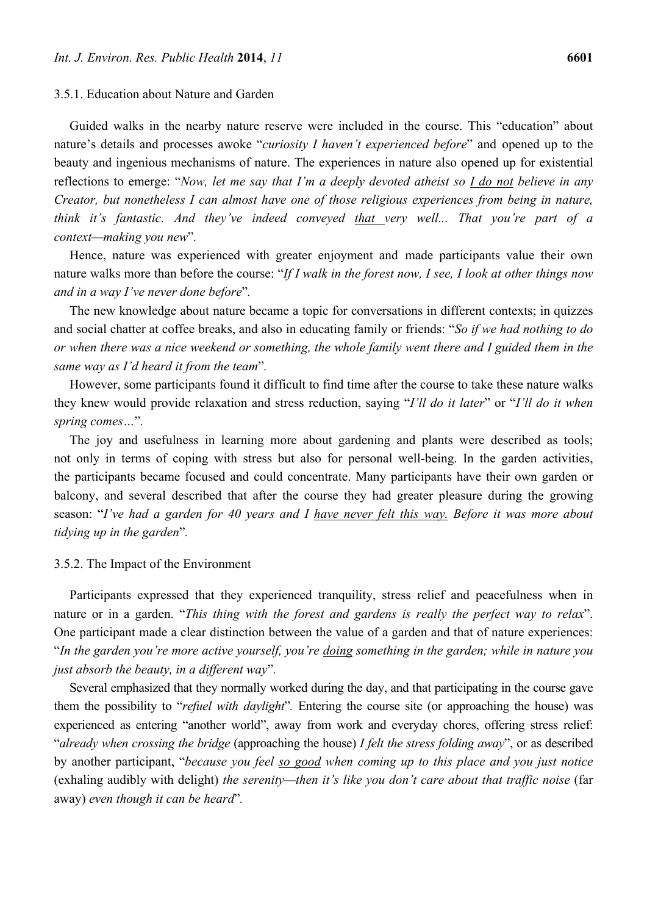#### 3.5.1. Education about Nature and Garden

Guided walks in the nearby nature reserve were included in the course. This "education" about nature's details and processes awoke "*curiosity I haven't experienced before*" and opened up to the beauty and ingenious mechanisms of nature. The experiences in nature also opened up for existential reflections to emerge: "*Now, let me say that I'm a deeply devoted atheist so <u>I do not</u> believe in any Creator, but nonetheless I can almost have one of those religious experiences from being in nature, think it's fantastic. And they've indeed conveyed <u>that</u> very well... That you're part of a context—making you new*".

Hence, nature was experienced with greater enjoyment and made participants value their own nature walks more than before the course: "*If I walk in the forest now, I see, I look at other things now and in a way I've never done before*".

The new knowledge about nature became a topic for conversations in different contexts; in quizzes and social chatter at coffee breaks, and also in educating family or friends: "*So if we had nothing to do or when there was a nice weekend or something, the whole family went there and I guided them in the same way as I'd heard it from the team*".

However, some participants found it difficult to find time after the course to take these nature walks they knew would provide relaxation and stress reduction, saying "*I'll do it later*" or "*I'll do it when spring comes…*".

The joy and usefulness in learning more about gardening and plants were described as tools; not only in terms of coping with stress but also for personal well-being. In the garden activities, the participants became focused and could concentrate. Many participants have their own garden or balcony, and several described that after the course they had greater pleasure during the growing season: "*I've had a garden for 40 years and I <u>have never felt this way.</u> Before it was more about tidying up in the garden*".

#### 3.5.2. The Impact of the Environment

Participants expressed that they experienced tranquility, stress relief and peacefulness when in nature or in a garden. "*This thing with the forest and gardens is really the perfect way to relax*". One participant made a clear distinction between the value of a garden and that of nature experiences: "*In the garden you're more active yourself, you're <u>doing</u> something in the garden; while in nature you just absorb the beauty, in a different way*".

Several emphasized that they normally worked during the day, and that participating in the course gave them the possibility to "*refuel with daylight*". Entering the course site (or approaching the house) was experienced as entering "another world", away from work and everyday chores, offering stress relief: "*already when crossing the bridge* (approaching the house) *I felt the stress folding away*", or as described by another participant, "*because you feel <u>so good</u> when coming up to this place and you just notice* (exhaling audibly with delight) *the serenity—then it's like you don't care about that traffic noise* (far away) *even though it can be heard*".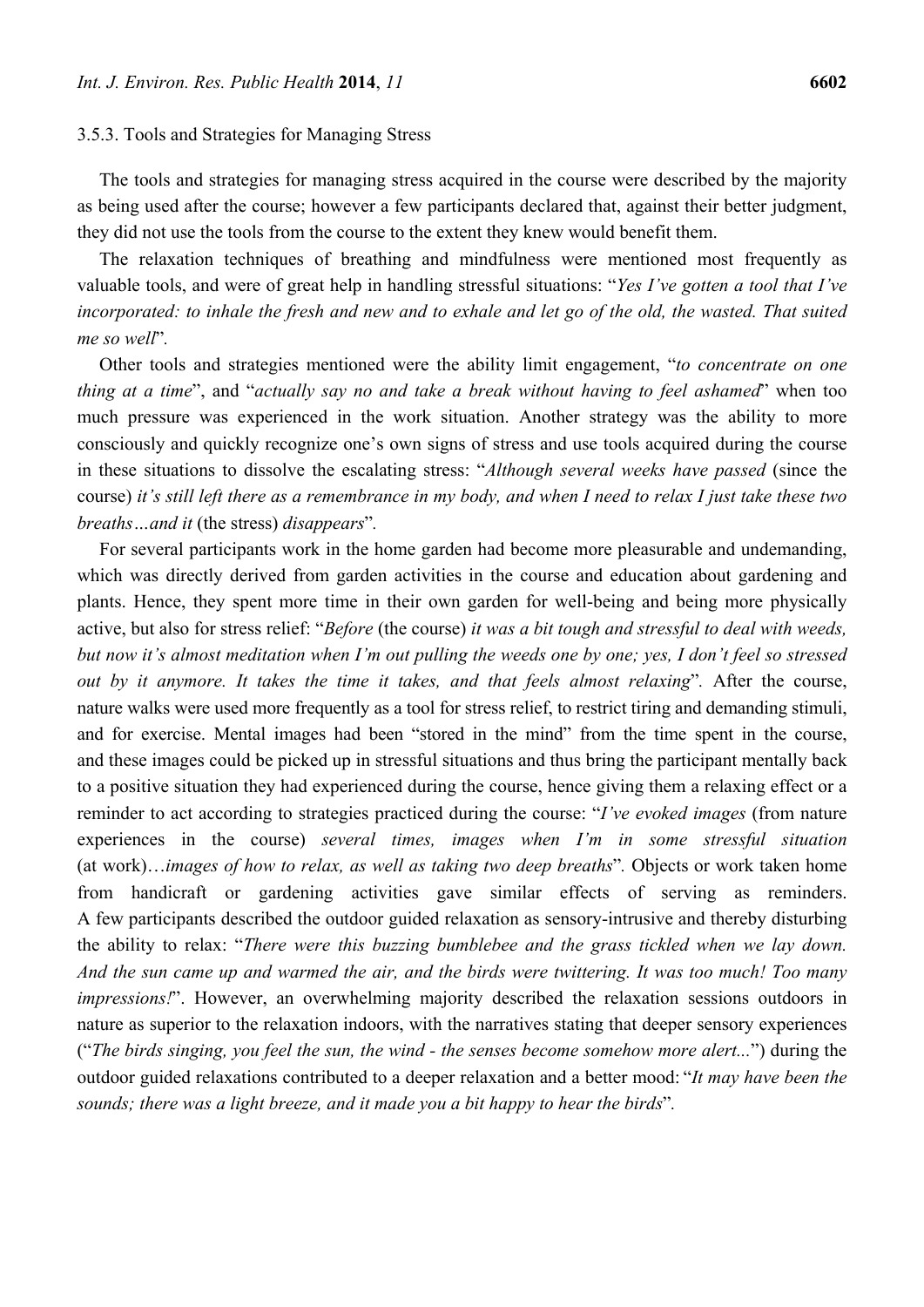#### 3.5.3. Tools and Strategies for Managing Stress

The tools and strategies for managing stress acquired in the course were described by the majority as being used after the course; however a few participants declared that, against their better judgment, they did not use the tools from the course to the extent they knew would benefit them.

The relaxation techniques of breathing and mindfulness were mentioned most frequently as valuable tools, and were of great help in handling stressful situations: "*Yes I've gotten a tool that I've incorporated: to inhale the fresh and new and to exhale and let go of the old, the wasted. That suited me so well*".

Other tools and strategies mentioned were the ability limit engagement, "*to concentrate on one thing at a time*", and "*actually say no and take a break without having to feel ashamed*" when too much pressure was experienced in the work situation. Another strategy was the ability to more consciously and quickly recognize one's own signs of stress and use tools acquired during the course in these situations to dissolve the escalating stress: "*Although several weeks have passed* (since the course) *it's still left there as a remembrance in my body, and when I need to relax I just take these two breaths…and it* (the stress) *disappears*".

For several participants work in the home garden had become more pleasurable and undemanding, which was directly derived from garden activities in the course and education about gardening and plants. Hence, they spent more time in their own garden for well-being and being more physically active, but also for stress relief: "*Before* (the course) *it was a bit tough and stressful to deal with weeds, but now it's almost meditation when I'm out pulling the weeds one by one; yes, I don't feel so stressed out by it anymore. It takes the time it takes, and that feels almost relaxing*". After the course, nature walks were used more frequently as a tool for stress relief, to restrict tiring and demanding stimuli, and for exercise. Mental images had been "stored in the mind" from the time spent in the course, and these images could be picked up in stressful situations and thus bring the participant mentally back to a positive situation they had experienced during the course, hence giving them a relaxing effect or a reminder to act according to strategies practiced during the course: "*I've evoked images* (from nature experiences in the course) *several times, images when I'm in some stressful situation* (at work)…*images of how to relax, as well as taking two deep breaths*". Objects or work taken home from handicraft or gardening activities gave similar effects of serving as reminders. A few participants described the outdoor guided relaxation as sensory-intrusive and thereby disturbing the ability to relax: "*There were this buzzing bumblebee and the grass tickled when we lay down. And the sun came up and warmed the air, and the birds were twittering. It was too much! Too many impressions!*". However, an overwhelming majority described the relaxation sessions outdoors in nature as superior to the relaxation indoors, with the narratives stating that deeper sensory experiences ("*The birds singing, you feel the sun, the wind - the senses become somehow more alert...*") during the outdoor guided relaxations contributed to a deeper relaxation and a better mood: "*It may have been the sounds; there was a light breeze, and it made you a bit happy to hear the birds*".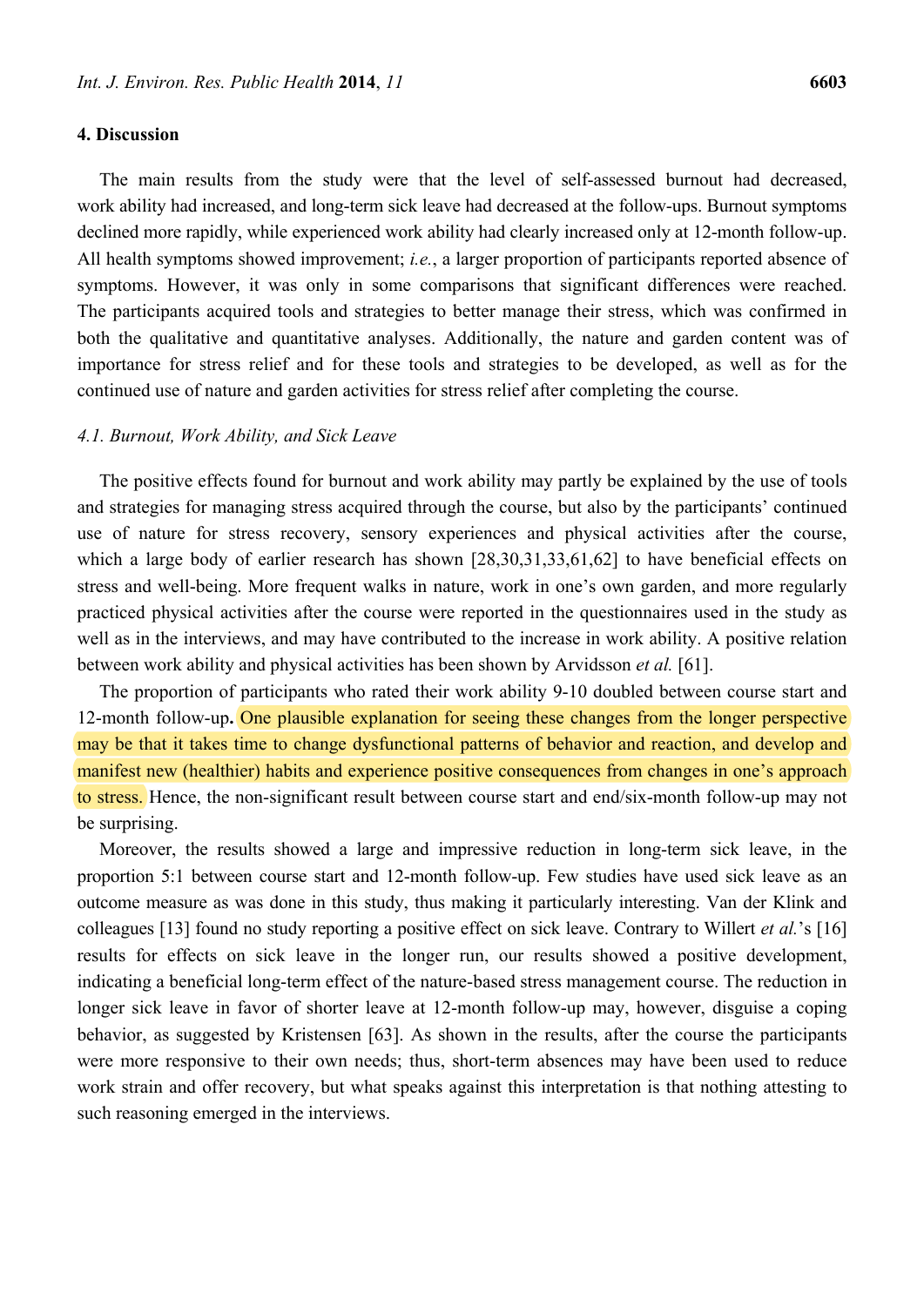## 4. Discussion

The main results from the study were that the level of self-assessed burnout had decreased, work ability had increased, and long-term sick leave had decreased at the follow-ups. Burnout symptoms declined more rapidly, while experienced work ability had clearly increased only at 12-month follow-up. All health symptoms showed improvement; *i.e.*, a larger proportion of participants reported absence of symptoms. However, it was only in some comparisons that significant differences were reached. The participants acquired tools and strategies to better manage their stress, which was confirmed in both the qualitative and quantitative analyses. Additionally, the nature and garden content was of importance for stress relief and for these tools and strategies to be developed, as well as for the continued use of nature and garden activities for stress relief after completing the course.

### *4.1. Burnout, Work Ability, and Sick Leave*

The positive effects found for burnout and work ability may partly be explained by the use of tools and strategies for managing stress acquired through the course, but also by the participants' continued use of nature for stress recovery, sensory experiences and physical activities after the course, which a large body of earlier research has shown [28,30,31,33,61,62] to have beneficial effects on stress and well-being. More frequent walks in nature, work in one's own garden, and more regularly practiced physical activities after the course were reported in the questionnaires used in the study as well as in the interviews, and may have contributed to the increase in work ability. A positive relation between work ability and physical activities has been shown by Arvidsson *et al.* [61].

The proportion of participants who rated their work ability 9-10 doubled between course start and 12-month follow-up**.** One plausible explanation for seeing these changes from the longer perspective may be that it takes time to change dysfunctional patterns of behavior and reaction, and develop and manifest new (healthier) habits and experience positive consequences from changes in one's approach to stress. Hence, the non-significant result between course start and end/six-month follow-up may not be surprising.

Moreover, the results showed a large and impressive reduction in long-term sick leave, in the proportion 5:1 between course start and 12-month follow-up. Few studies have used sick leave as an outcome measure as was done in this study, thus making it particularly interesting. Van der Klink and colleagues [13] found no study reporting a positive effect on sick leave. Contrary to Willert *et al.*'s [16] results for effects on sick leave in the longer run, our results showed a positive development, indicating a beneficial long-term effect of the nature-based stress management course. The reduction in longer sick leave in favor of shorter leave at 12-month follow-up may, however, disguise a coping behavior, as suggested by Kristensen [63]. As shown in the results, after the course the participants were more responsive to their own needs; thus, short-term absences may have been used to reduce work strain and offer recovery, but what speaks against this interpretation is that nothing attesting to such reasoning emerged in the interviews.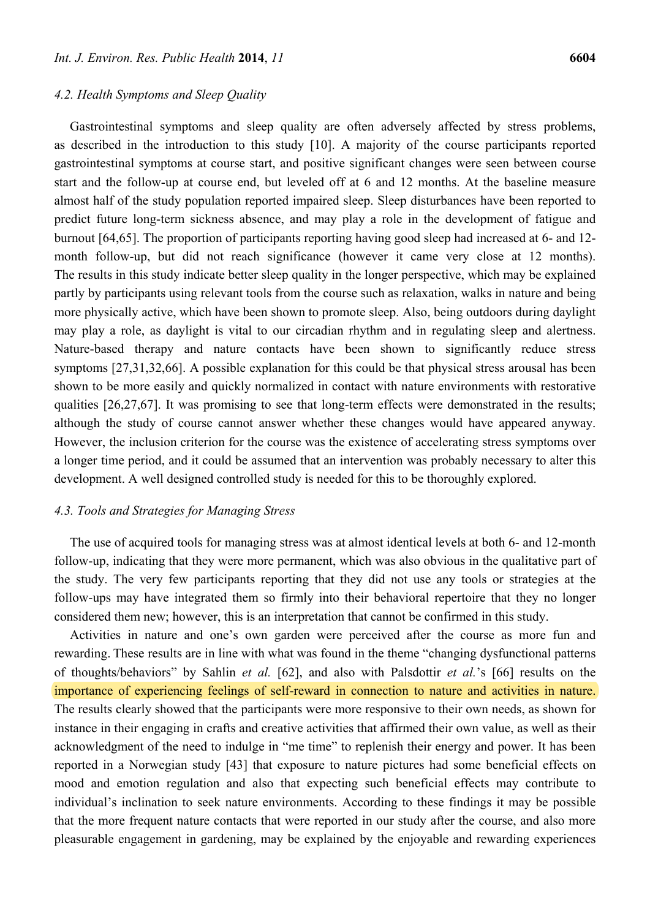### 4.2. Health Symptoms and Sleep Quality

Gastrointestinal symptoms and sleep quality are often adversely affected by stress problems, as described in the introduction to this study [10]. A majority of the course participants reported gastrointestinal symptoms at course start, and positive significant changes were seen between course start and the follow-up at course end, but leveled off at 6 and 12 months. At the baseline measure almost half of the study population reported impaired sleep. Sleep disturbances have been reported to predict future long-term sickness absence, and may play a role in the development of fatigue and burnout [64,65]. The proportion of participants reporting having good sleep had increased at 6- and 12-month follow-up, but did not reach significance (however it came very close at 12 months). The results in this study indicate better sleep quality in the longer perspective, which may be explained partly by participants using relevant tools from the course such as relaxation, walks in nature and being more physically active, which have been shown to promote sleep. Also, being outdoors during daylight may play a role, as daylight is vital to our circadian rhythm and in regulating sleep and alertness. Nature-based therapy and nature contacts have been shown to significantly reduce stress symptoms [27,31,32,66]. A possible explanation for this could be that physical stress arousal has been shown to be more easily and quickly normalized in contact with nature environments with restorative qualities [26,27,67]. It was promising to see that long-term effects were demonstrated in the results; although the study of course cannot answer whether these changes would have appeared anyway. However, the inclusion criterion for the course was the existence of accelerating stress symptoms over a longer time period, and it could be assumed that an intervention was probably necessary to alter this development. A well designed controlled study is needed for this to be thoroughly explored.

### 4.3. Tools and Strategies for Managing Stress

The use of acquired tools for managing stress was at almost identical levels at both 6- and 12-month follow-up, indicating that they were more permanent, which was also obvious in the qualitative part of the study. The very few participants reporting that they did not use any tools or strategies at the follow-ups may have integrated them so firmly into their behavioral repertoire that they no longer considered them new; however, this is an interpretation that cannot be confirmed in this study.

Activities in nature and one's own garden were perceived after the course as more fun and rewarding. These results are in line with what was found in the theme "changing dysfunctional patterns of thoughts/behaviors" by Sahlin *et al.* [62], and also with Palsdottir *et al.*'s [66] results on the importance of experiencing feelings of self-reward in connection to nature and activities in nature. The results clearly showed that the participants were more responsive to their own needs, as shown for instance in their engaging in crafts and creative activities that affirmed their own value, as well as their acknowledgment of the need to indulge in "me time" to replenish their energy and power. It has been reported in a Norwegian study [43] that exposure to nature pictures had some beneficial effects on mood and emotion regulation and also that expecting such beneficial effects may contribute to individual's inclination to seek nature environments. According to these findings it may be possible that the more frequent nature contacts that were reported in our study after the course, and also more pleasurable engagement in gardening, may be explained by the enjoyable and rewarding experiences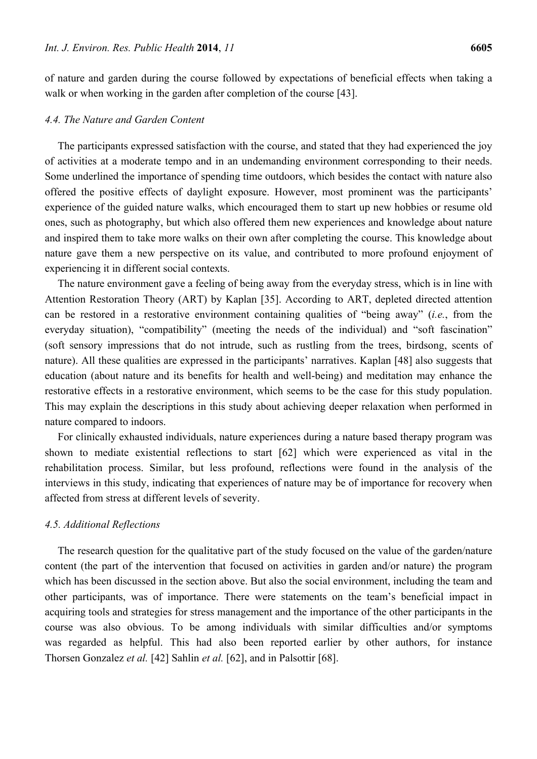of nature and garden during the course followed by expectations of beneficial effects when taking a walk or when working in the garden after completion of the course [43].

### *4.4. The Nature and Garden Content*

The participants expressed satisfaction with the course, and stated that they had experienced the joy of activities at a moderate tempo and in an undemanding environment corresponding to their needs. Some underlined the importance of spending time outdoors, which besides the contact with nature also offered the positive effects of daylight exposure. However, most prominent was the participants' experience of the guided nature walks, which encouraged them to start up new hobbies or resume old ones, such as photography, but which also offered them new experiences and knowledge about nature and inspired them to take more walks on their own after completing the course. This knowledge about nature gave them a new perspective on its value, and contributed to more profound enjoyment of experiencing it in different social contexts.

The nature environment gave a feeling of being away from the everyday stress, which is in line with Attention Restoration Theory (ART) by Kaplan [35]. According to ART, depleted directed attention can be restored in a restorative environment containing qualities of "being away" (*i.e.*, from the everyday situation), "compatibility" (meeting the needs of the individual) and "soft fascination" (soft sensory impressions that do not intrude, such as rustling from the trees, birdsong, scents of nature). All these qualities are expressed in the participants' narratives. Kaplan [48] also suggests that education (about nature and its benefits for health and well-being) and meditation may enhance the restorative effects in a restorative environment, which seems to be the case for this study population. This may explain the descriptions in this study about achieving deeper relaxation when performed in nature compared to indoors.

For clinically exhausted individuals, nature experiences during a nature based therapy program was shown to mediate existential reflections to start [62] which were experienced as vital in the rehabilitation process. Similar, but less profound, reflections were found in the analysis of the interviews in this study, indicating that experiences of nature may be of importance for recovery when affected from stress at different levels of severity.

### *4.5. Additional Reflections*

The research question for the qualitative part of the study focused on the value of the garden/nature content (the part of the intervention that focused on activities in garden and/or nature) the program which has been discussed in the section above. But also the social environment, including the team and other participants, was of importance. There were statements on the team's beneficial impact in acquiring tools and strategies for stress management and the importance of the other participants in the course was also obvious. To be among individuals with similar difficulties and/or symptoms was regarded as helpful. This had also been reported earlier by other authors, for instance Thorsen Gonzalez *et al.* [42] Sahlin *et al.* [62], and in Palsottir [68].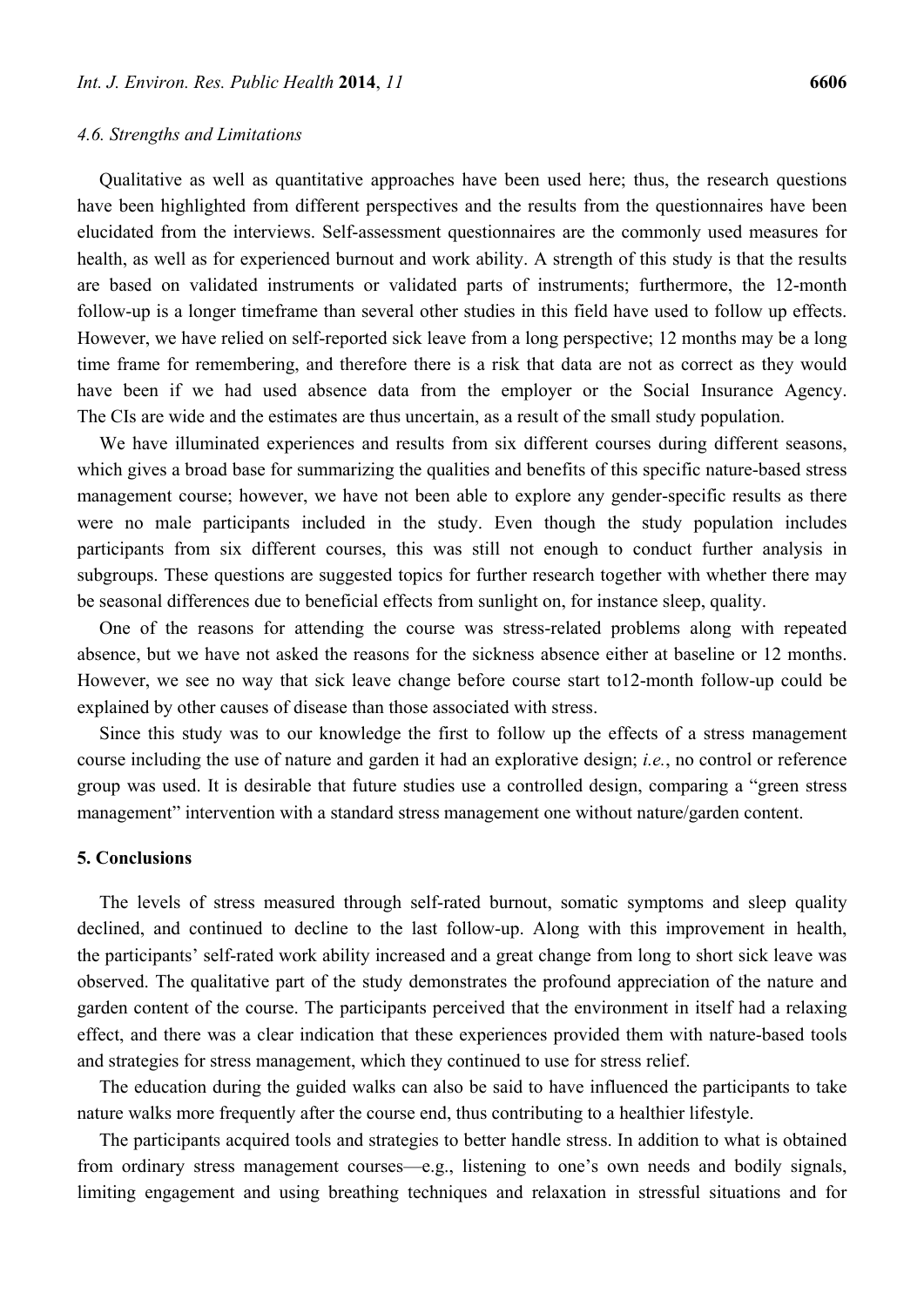### 4.6. Strengths and Limitations

Qualitative as well as quantitative approaches have been used here; thus, the research questions have been highlighted from different perspectives and the results from the questionnaires have been elucidated from the interviews. Self-assessment questionnaires are the commonly used measures for health, as well as for experienced burnout and work ability. A strength of this study is that the results are based on validated instruments or validated parts of instruments; furthermore, the 12-month follow-up is a longer timeframe than several other studies in this field have used to follow up effects. However, we have relied on self-reported sick leave from a long perspective; 12 months may be a long time frame for remembering, and therefore there is a risk that data are not as correct as they would have been if we had used absence data from the employer or the Social Insurance Agency. The CIs are wide and the estimates are thus uncertain, as a result of the small study population.

We have illuminated experiences and results from six different courses during different seasons, which gives a broad base for summarizing the qualities and benefits of this specific nature-based stress management course; however, we have not been able to explore any gender-specific results as there were no male participants included in the study. Even though the study population includes participants from six different courses, this was still not enough to conduct further analysis in subgroups. These questions are suggested topics for further research together with whether there may be seasonal differences due to beneficial effects from sunlight on, for instance sleep, quality.

One of the reasons for attending the course was stress-related problems along with repeated absence, but we have not asked the reasons for the sickness absence either at baseline or 12 months. However, we see no way that sick leave change before course start to12-month follow-up could be explained by other causes of disease than those associated with stress.

Since this study was to our knowledge the first to follow up the effects of a stress management course including the use of nature and garden it had an explorative design; *i.e.*, no control or reference group was used. It is desirable that future studies use a controlled design, comparing a "green stress management" intervention with a standard stress management one without nature/garden content.

## 5. Conclusions

The levels of stress measured through self-rated burnout, somatic symptoms and sleep quality declined, and continued to decline to the last follow-up. Along with this improvement in health, the participants' self-rated work ability increased and a great change from long to short sick leave was observed. The qualitative part of the study demonstrates the profound appreciation of the nature and garden content of the course. The participants perceived that the environment in itself had a relaxing effect, and there was a clear indication that these experiences provided them with nature-based tools and strategies for stress management, which they continued to use for stress relief.

The education during the guided walks can also be said to have influenced the participants to take nature walks more frequently after the course end, thus contributing to a healthier lifestyle.

The participants acquired tools and strategies to better handle stress. In addition to what is obtained from ordinary stress management courses—e.g., listening to one's own needs and bodily signals, limiting engagement and using breathing techniques and relaxation in stressful situations and for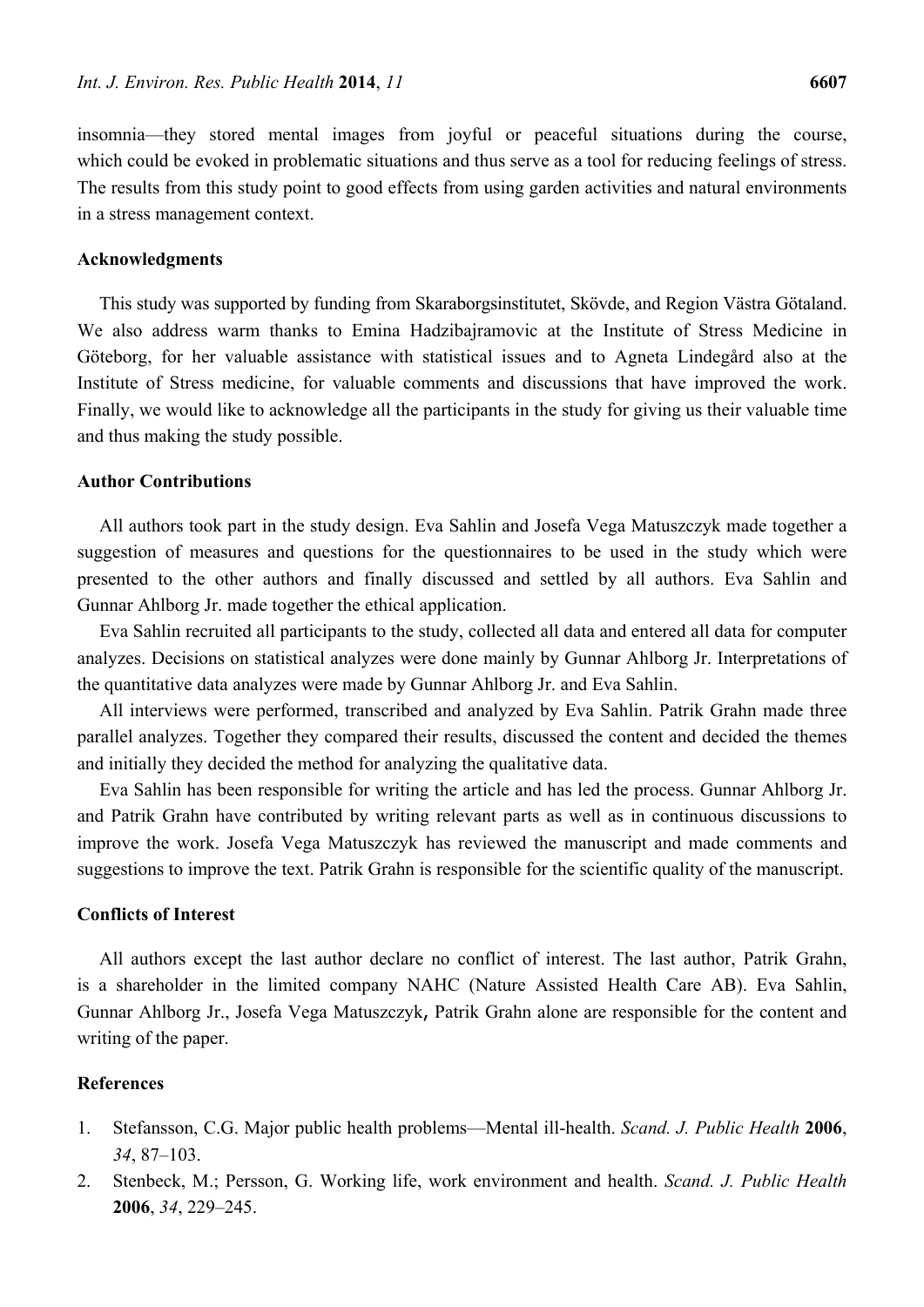insomnia—they stored mental images from joyful or peaceful situations during the course, which could be evoked in problematic situations and thus serve as a tool for reducing feelings of stress. The results from this study point to good effects from using garden activities and natural environments in a stress management context.

## Acknowledgments

This study was supported by funding from Skaraborgsinstitutet, Skövde, and Region Västra Götaland. We also address warm thanks to Emina Hadzibajramovic at the Institute of Stress Medicine in Göteborg, for her valuable assistance with statistical issues and to Agneta Lindegård also at the Institute of Stress medicine, for valuable comments and discussions that have improved the work. Finally, we would like to acknowledge all the participants in the study for giving us their valuable time and thus making the study possible.

## Author Contributions

All authors took part in the study design. Eva Sahlin and Josefa Vega Matuszczyk made together a suggestion of measures and questions for the questionnaires to be used in the study which were presented to the other authors and finally discussed and settled by all authors. Eva Sahlin and Gunnar Ahlborg Jr. made together the ethical application.

Eva Sahlin recruited all participants to the study, collected all data and entered all data for computer analyzes. Decisions on statistical analyzes were done mainly by Gunnar Ahlborg Jr. Interpretations of the quantitative data analyzes were made by Gunnar Ahlborg Jr. and Eva Sahlin.

All interviews were performed, transcribed and analyzed by Eva Sahlin. Patrik Grahn made three parallel analyzes. Together they compared their results, discussed the content and decided the themes and initially they decided the method for analyzing the qualitative data.

Eva Sahlin has been responsible for writing the article and has led the process. Gunnar Ahlborg Jr. and Patrik Grahn have contributed by writing relevant parts as well as in continuous discussions to improve the work. Josefa Vega Matuszczyk has reviewed the manuscript and made comments and suggestions to improve the text. Patrik Grahn is responsible for the scientific quality of the manuscript.

## Conflicts of Interest

All authors except the last author declare no conflict of interest. The last author, Patrik Grahn, is a shareholder in the limited company NAHC (Nature Assisted Health Care AB). Eva Sahlin, Gunnar Ahlborg Jr., Josefa Vega Matuszczyk, Patrik Grahn alone are responsible for the content and writing of the paper.

## References

1. Stefansson, C.G. Major public health problems—Mental ill-health. *Scand. J. Public Health* **2006**, *34*, 87–103.
2. Stenbeck, M.; Persson, G. Working life, work environment and health. *Scand. J. Public Health* **2006**, *34*, 229–245.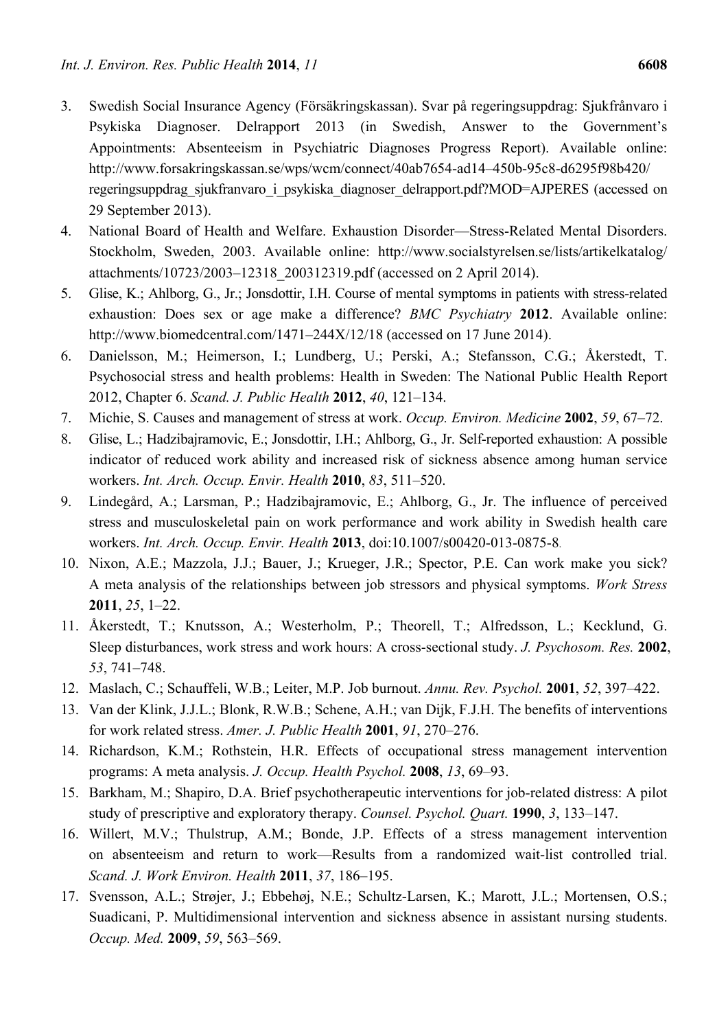3. Swedish Social Insurance Agency (Försäkringskassan). Svar på regeringsuppdrag: Sjukfrånvaro i Psykiska Diagnoser. Delrapport 2013 (in Swedish, Answer to the Government's Appointments: Absenteeism in Psychiatric Diagnoses Progress Report). Available online: http://www.forsakringskassan.se/wps/wcm/connect/40ab7654-ad14–450b-95c8-d6295f98b420/regeringsuppdrag_sjukfranvaro_i_psykiska_diagnoser_delrapport.pdf?MOD=AJPERES (accessed on 29 September 2013).
4. National Board of Health and Welfare. Exhaustion Disorder—Stress-Related Mental Disorders. Stockholm, Sweden, 2003. Available online: http://www.socialstyrelsen.se/lists/artikelkatalog/attachments/10723/2003–12318_200312319.pdf (accessed on 2 April 2014).
5. Glise, K.; Ahlborg, G., Jr.; Jonsdottir, I.H. Course of mental symptoms in patients with stress-related exhaustion: Does sex or age make a difference? *BMC Psychiatry* **2012**. Available online: http://www.biomedcentral.com/1471–244X/12/18 (accessed on 17 June 2014).
6. Danielsson, M.; Heimerson, I.; Lundberg, U.; Perski, A.; Stefansson, C.G.; Åkerstedt, T. Psychosocial stress and health problems: Health in Sweden: The National Public Health Report 2012, Chapter 6. *Scand. J. Public Health* **2012**, *40*, 121–134.
7. Michie, S. Causes and management of stress at work. *Occup. Environ. Medicine* **2002**, *59*, 67–72.
8. Glise, L.; Hadzibajramovic, E.; Jonsdottir, I.H.; Ahlborg, G., Jr. Self-reported exhaustion: A possible indicator of reduced work ability and increased risk of sickness absence among human service workers. *Int. Arch. Occup. Envir. Health* **2010**, *83*, 511–520.
9. Lindegård, A.; Larsman, P.; Hadzibajramovic, E.; Ahlborg, G., Jr. The influence of perceived stress and musculoskeletal pain on work performance and work ability in Swedish health care workers. *Int. Arch. Occup. Envir. Health* **2013**, doi:10.1007/s00420-013-0875-8.
10. Nixon, A.E.; Mazzola, J.J.; Bauer, J.; Krueger, J.R.; Spector, P.E. Can work make you sick? A meta analysis of the relationships between job stressors and physical symptoms. *Work Stress* **2011**, *25*, 1–22.
11. Åkerstedt, T.; Knutsson, A.; Westerholm, P.; Theorell, T.; Alfredsson, L.; Kecklund, G. Sleep disturbances, work stress and work hours: A cross-sectional study. *J. Psychosom. Res.* **2002**, *53*, 741–748.
12. Maslach, C.; Schauffeli, W.B.; Leiter, M.P. Job burnout. *Annu. Rev. Psychol.* **2001**, *52*, 397–422.
13. Van der Klink, J.J.L.; Blonk, R.W.B.; Schene, A.H.; van Dijk, F.J.H. The benefits of interventions for work related stress. *Amer. J. Public Health* **2001**, *91*, 270–276.
14. Richardson, K.M.; Rothstein, H.R. Effects of occupational stress management intervention programs: A meta analysis. *J. Occup. Health Psychol.* **2008**, *13*, 69–93.
15. Barkham, M.; Shapiro, D.A. Brief psychotherapeutic interventions for job-related distress: A pilot study of prescriptive and exploratory therapy. *Counsel. Psychol. Quart.* **1990**, *3*, 133–147.
16. Willert, M.V.; Thulstrup, A.M.; Bonde, J.P. Effects of a stress management intervention on absenteeism and return to work—Results from a randomized wait-list controlled trial. *Scand. J. Work Environ. Health* **2011**, *37*, 186–195.
17. Svensson, A.L.; Strøjer, J.; Ebbehøj, N.E.; Schultz-Larsen, K.; Marott, J.L.; Mortensen, O.S.; Suadicani, P. Multidimensional intervention and sickness absence in assistant nursing students. *Occup. Med.* **2009**, *59*, 563–569.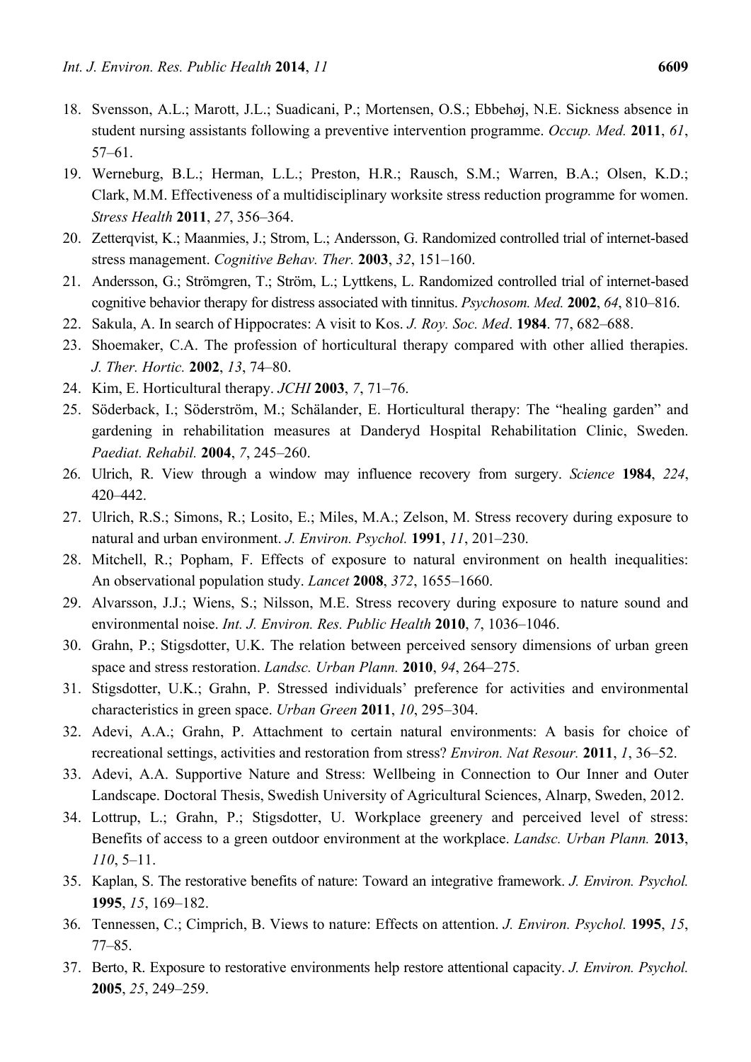18. Svensson, A.L.; Marott, J.L.; Suadicani, P.; Mortensen, O.S.; Ebbehøj, N.E. Sickness absence in student nursing assistants following a preventive intervention programme. *Occup. Med.* **2011**, *61*, 57–61.
19. Werneburg, B.L.; Herman, L.L.; Preston, H.R.; Rausch, S.M.; Warren, B.A.; Olsen, K.D.; Clark, M.M. Effectiveness of a multidisciplinary worksite stress reduction programme for women. *Stress Health* **2011**, *27*, 356–364.
20. Zetterqvist, K.; Maanmies, J.; Strom, L.; Andersson, G. Randomized controlled trial of internet-based stress management. *Cognitive Behav. Ther.* **2003**, *32*, 151–160.
21. Andersson, G.; Strömgren, T.; Ström, L.; Lyttkens, L. Randomized controlled trial of internet-based cognitive behavior therapy for distress associated with tinnitus. *Psychosom. Med.* **2002**, *64*, 810–816.
22. Sakula, A. In search of Hippocrates: A visit to Kos. *J. Roy. Soc. Med*. **1984**. 77, 682–688.
23. Shoemaker, C.A. The profession of horticultural therapy compared with other allied therapies. *J. Ther. Hortic.* **2002**, *13*, 74–80.
24. Kim, E. Horticultural therapy. *JCHI* **2003**, *7*, 71–76.
25. Söderback, I.; Söderström, M.; Schälander, E. Horticultural therapy: The "healing garden" and gardening in rehabilitation measures at Danderyd Hospital Rehabilitation Clinic, Sweden. *Paediat. Rehabil.* **2004**, *7*, 245–260.
26. Ulrich, R. View through a window may influence recovery from surgery. *Science* **1984**, *224*, 420–442.
27. Ulrich, R.S.; Simons, R.; Losito, E.; Miles, M.A.; Zelson, M. Stress recovery during exposure to natural and urban environment. *J. Environ. Psychol.* **1991**, *11*, 201–230.
28. Mitchell, R.; Popham, F. Effects of exposure to natural environment on health inequalities: An observational population study. *Lancet* **2008**, *372*, 1655–1660.
29. Alvarsson, J.J.; Wiens, S.; Nilsson, M.E. Stress recovery during exposure to nature sound and environmental noise. *Int. J. Environ. Res. Public Health* **2010**, *7*, 1036–1046.
30. Grahn, P.; Stigsdotter, U.K. The relation between perceived sensory dimensions of urban green space and stress restoration. *Landsc. Urban Plann.* **2010**, *94*, 264–275.
31. Stigsdotter, U.K.; Grahn, P. Stressed individuals' preference for activities and environmental characteristics in green space. *Urban Green* **2011**, *10*, 295–304.
32. Adevi, A.A.; Grahn, P. Attachment to certain natural environments: A basis for choice of recreational settings, activities and restoration from stress? *Environ. Nat Resour.* **2011**, *1*, 36–52.
33. Adevi, A.A. Supportive Nature and Stress: Wellbeing in Connection to Our Inner and Outer Landscape. Doctoral Thesis, Swedish University of Agricultural Sciences, Alnarp, Sweden, 2012.
34. Lottrup, L.; Grahn, P.; Stigsdotter, U. Workplace greenery and perceived level of stress: Benefits of access to a green outdoor environment at the workplace. *Landsc. Urban Plann.* **2013**, *110*, 5–11.
35. Kaplan, S. The restorative benefits of nature: Toward an integrative framework. *J. Environ. Psychol.* **1995**, *15*, 169–182.
36. Tennessen, C.; Cimprich, B. Views to nature: Effects on attention. *J. Environ. Psychol.* **1995**, *15*, 77–85.
37. Berto, R. Exposure to restorative environments help restore attentional capacity. *J. Environ. Psychol.* **2005**, *25*, 249–259.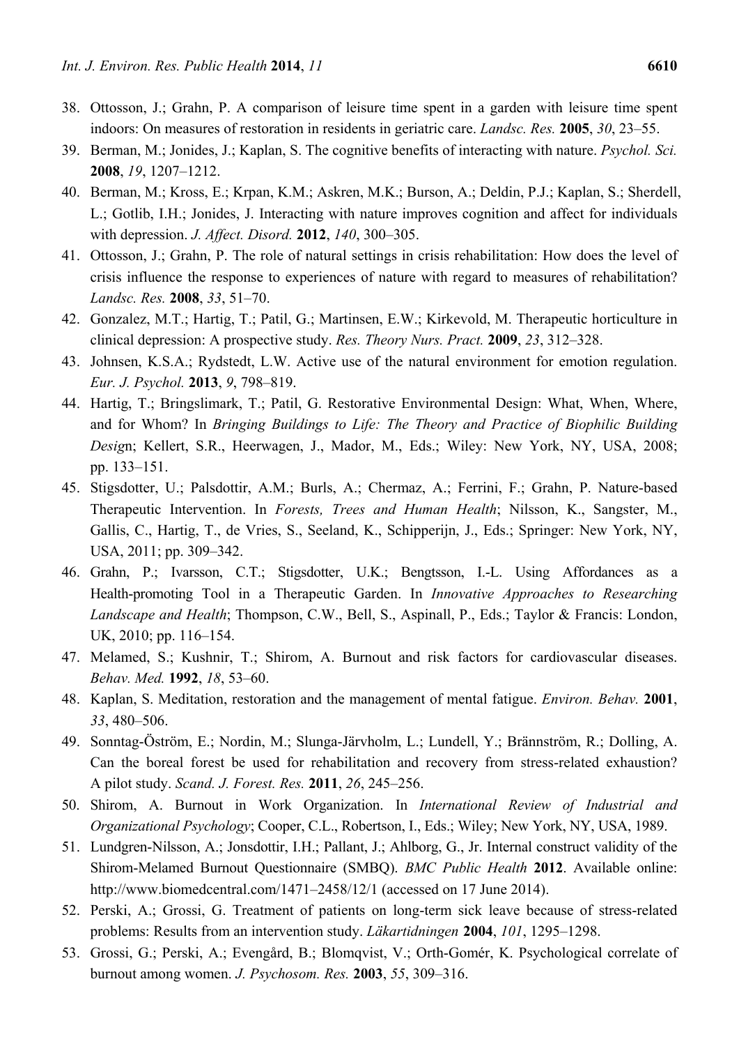38. Ottosson, J.; Grahn, P. A comparison of leisure time spent in a garden with leisure time spent indoors: On measures of restoration in residents in geriatric care. *Landsc. Res.* **2005**, *30*, 23–55.
39. Berman, M.; Jonides, J.; Kaplan, S. The cognitive benefits of interacting with nature. *Psychol. Sci.* **2008**, *19*, 1207–1212.
40. Berman, M.; Kross, E.; Krpan, K.M.; Askren, M.K.; Burson, A.; Deldin, P.J.; Kaplan, S.; Sherdell, L.; Gotlib, I.H.; Jonides, J. Interacting with nature improves cognition and affect for individuals with depression. *J. Affect. Disord.* **2012**, *140*, 300–305.
41. Ottosson, J.; Grahn, P. The role of natural settings in crisis rehabilitation: How does the level of crisis influence the response to experiences of nature with regard to measures of rehabilitation? *Landsc. Res.* **2008**, *33*, 51–70.
42. Gonzalez, M.T.; Hartig, T.; Patil, G.; Martinsen, E.W.; Kirkevold, M. Therapeutic horticulture in clinical depression: A prospective study. *Res. Theory Nurs. Pract.* **2009**, *23*, 312–328.
43. Johnsen, K.S.A.; Rydstedt, L.W. Active use of the natural environment for emotion regulation. *Eur. J. Psychol.* **2013**, *9*, 798–819.
44. Hartig, T.; Bringslimark, T.; Patil, G. Restorative Environmental Design: What, When, Where, and for Whom? In *Bringing Buildings to Life: The Theory and Practice of Biophilic Building Design*; Kellert, S.R., Heerwagen, J., Mador, M., Eds.; Wiley: New York, NY, USA, 2008; pp. 133–151.
45. Stigsdotter, U.; Palsdottir, A.M.; Burls, A.; Chermaz, A.; Ferrini, F.; Grahn, P. Nature-based Therapeutic Intervention. In *Forests, Trees and Human Health*; Nilsson, K., Sangster, M., Gallis, C., Hartig, T., de Vries, S., Seeland, K., Schipperijn, J., Eds.; Springer: New York, NY, USA, 2011; pp. 309–342.
46. Grahn, P.; Ivarsson, C.T.; Stigsdotter, U.K.; Bengtsson, I.-L. Using Affordances as a Health-promoting Tool in a Therapeutic Garden. In *Innovative Approaches to Researching Landscape and Health*; Thompson, C.W., Bell, S., Aspinall, P., Eds.; Taylor & Francis: London, UK, 2010; pp. 116–154.
47. Melamed, S.; Kushnir, T.; Shirom, A. Burnout and risk factors for cardiovascular diseases. *Behav. Med.* **1992**, *18*, 53–60.
48. Kaplan, S. Meditation, restoration and the management of mental fatigue. *Environ. Behav.* **2001**, *33*, 480–506.
49. Sonntag-Öström, E.; Nordin, M.; Slunga-Järvholm, L.; Lundell, Y.; Brännström, R.; Dolling, A. Can the boreal forest be used for rehabilitation and recovery from stress-related exhaustion? A pilot study. *Scand. J. Forest. Res.* **2011**, *26*, 245–256.
50. Shirom, A. Burnout in Work Organization. In *International Review of Industrial and Organizational Psychology*; Cooper, C.L., Robertson, I., Eds.; Wiley; New York, NY, USA, 1989.
51. Lundgren-Nilsson, A.; Jonsdottir, I.H.; Pallant, J.; Ahlborg, G., Jr. Internal construct validity of the Shirom-Melamed Burnout Questionnaire (SMBQ). *BMC Public Health* **2012**. Available online: http://www.biomedcentral.com/1471–2458/12/1 (accessed on 17 June 2014).
52. Perski, A.; Grossi, G. Treatment of patients on long-term sick leave because of stress-related problems: Results from an intervention study. *Läkartidningen* **2004**, *101*, 1295–1298.
53. Grossi, G.; Perski, A.; Evengård, B.; Blomqvist, V.; Orth-Gomér, K. Psychological correlate of burnout among women. *J. Psychosom. Res.* **2003**, *55*, 309–316.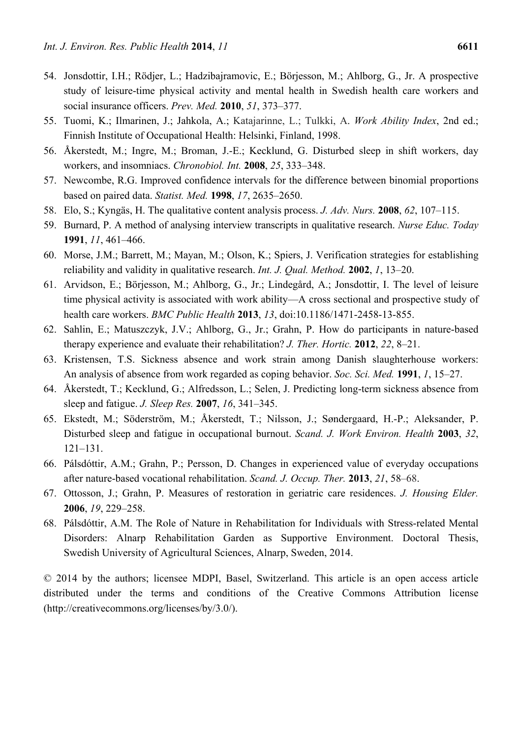54. Jonsdottir, I.H.; Rödjer, L.; Hadzibajramovic, E.; Börjesson, M.; Ahlborg, G., Jr. A prospective study of leisure-time physical activity and mental health in Swedish health care workers and social insurance officers. *Prev. Med.* **2010**, *51*, 373–377.
55. Tuomi, K.; Ilmarinen, J.; Jahkola, A.; Katajarinne, L.; Tulkki, A. *Work Ability Index*, 2nd ed.; Finnish Institute of Occupational Health: Helsinki, Finland, 1998.
56. Åkerstedt, M.; Ingre, M.; Broman, J.-E.; Kecklund, G. Disturbed sleep in shift workers, day workers, and insomniacs. *Chronobiol. Int.* **2008**, *25*, 333–348.
57. Newcombe, R.G. Improved confidence intervals for the difference between binomial proportions based on paired data. *Statist. Med.* **1998**, *17*, 2635–2650.
58. Elo, S.; Kyngäs, H. The qualitative content analysis process. *J. Adv. Nurs.* **2008**, *62*, 107–115.
59. Burnard, P. A method of analysing interview transcripts in qualitative research. *Nurse Educ. Today* **1991**, *11*, 461–466.
60. Morse, J.M.; Barrett, M.; Mayan, M.; Olson, K.; Spiers, J. Verification strategies for establishing reliability and validity in qualitative research. *Int. J. Qual. Method.* **2002**, *1*, 13–20.
61. Arvidson, E.; Börjesson, M.; Ahlborg, G., Jr.; Lindegård, A.; Jonsdottir, I. The level of leisure time physical activity is associated with work ability—A cross sectional and prospective study of health care workers. *BMC Public Health* **2013**, *13*, doi:10.1186/1471-2458-13-855.
62. Sahlin, E.; Matuszczyk, J.V.; Ahlborg, G., Jr.; Grahn, P. How do participants in nature-based therapy experience and evaluate their rehabilitation? *J. Ther. Hortic.* **2012**, *22*, 8–21.
63. Kristensen, T.S. Sickness absence and work strain among Danish slaughterhouse workers: An analysis of absence from work regarded as coping behavior. *Soc. Sci. Med.* **1991**, *1*, 15–27.
64. Åkerstedt, T.; Kecklund, G.; Alfredsson, L.; Selen, J. Predicting long-term sickness absence from sleep and fatigue. *J. Sleep Res.* **2007**, *16*, 341–345.
65. Ekstedt, M.; Söderström, M.; Åkerstedt, T.; Nilsson, J.; Søndergaard, H.-P.; Aleksander, P. Disturbed sleep and fatigue in occupational burnout. *Scand. J. Work Environ. Health* **2003**, *32*, 121–131.
66. Pálsdóttir, A.M.; Grahn, P.; Persson, D. Changes in experienced value of everyday occupations after nature-based vocational rehabilitation. *Scand. J. Occup. Ther.* **2013**, *21*, 58–68.
67. Ottosson, J.; Grahn, P. Measures of restoration in geriatric care residences. *J. Housing Elder.* **2006**, *19*, 229–258.
68. Pálsdóttir, A.M. The Role of Nature in Rehabilitation for Individuals with Stress-related Mental Disorders: Alnarp Rehabilitation Garden as Supportive Environment. Doctoral Thesis, Swedish University of Agricultural Sciences, Alnarp, Sweden, 2014.

© 2014 by the authors; licensee MDPI, Basel, Switzerland. This article is an open access article distributed under the terms and conditions of the Creative Commons Attribution license (http://creativecommons.org/licenses/by/3.0/).